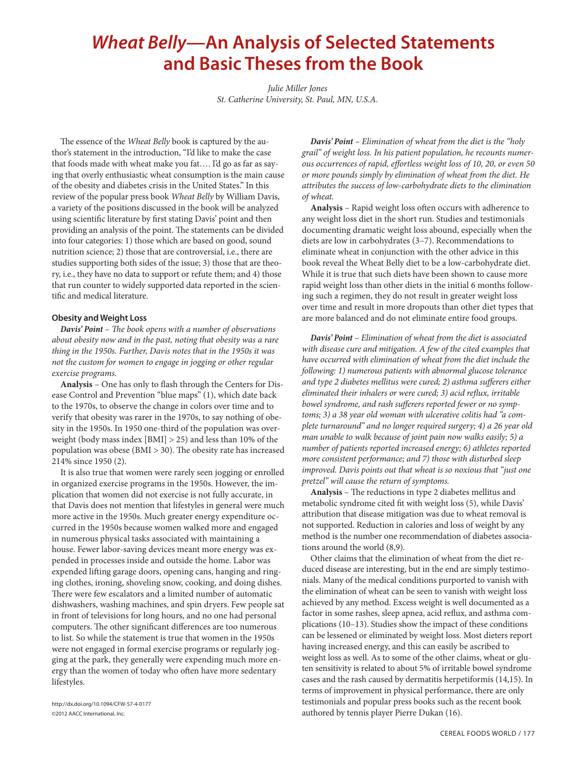# *Wheat Belly*—An Analysis of Selected Statements and Basic Theses from the Book

*Julie Miller Jones*
*St. Catherine University, St. Paul, MN, U.S.A.*

The essence of the *Wheat Belly* book is captured by the author's statement in the introduction, "I'd like to make the case that foods made with wheat make you fat…. I'd go as far as saying that overly enthusiastic wheat consumption is the main cause of the obesity and diabetes crisis in the United States." In this review of the popular press book *Wheat Belly* by William Davis, a variety of the positions discussed in the book will be analyzed using scientific literature by first stating Davis' point and then providing an analysis of the point. The statements can be divided into four categories: 1) those which are based on good, sound nutrition science; 2) those that are controversial, i.e., there are studies supporting both sides of the issue; 3) those that are theory, i.e., they have no data to support or refute them; and 4) those that run counter to widely supported data reported in the scientific and medical literature.

### Obesity and Weight Loss

***Davis' Point*** *– The book opens with a number of observations about obesity now and in the past, noting that obesity was a rare thing in the 1950s. Further, Davis notes that in the 1950s it was not the custom for women to engage in jogging or other regular exercise programs.*

**Analysis** – One has only to flash through the Centers for Disease Control and Prevention "blue maps" (1), which date back to the 1970s, to observe the change in colors over time and to verify that obesity was rarer in the 1970s, to say nothing of obesity in the 1950s. In 1950 one-third of the population was overweight (body mass index [BMI] > 25) and less than 10% of the population was obese (BMI > 30). The obesity rate has increased 214% since 1950 (2).

It is also true that women were rarely seen jogging or enrolled in organized exercise programs in the 1950s. However, the implication that women did not exercise is not fully accurate, in that Davis does not mention that lifestyles in general were much more active in the 1950s. Much greater energy expenditure occurred in the 1950s because women walked more and engaged in numerous physical tasks associated with maintaining a house. Fewer labor-saving devices meant more energy was expended in processes inside and outside the home. Labor was expended lifting garage doors, opening cans, hanging and ringing clothes, ironing, shoveling snow, cooking, and doing dishes. There were few escalators and a limited number of automatic dishwashers, washing machines, and spin dryers. Few people sat in front of televisions for long hours, and no one had personal computers. The other significant differences are too numerous to list. So while the statement is true that women in the 1950s were not engaged in formal exercise programs or regularly jogging at the park, they generally were expending much more energy than the women of today who often have more sedentary lifestyles.

***Davis' Point*** *– Elimination of wheat from the diet is the "holy grail" of weight loss. In his patient population, he recounts numerous occurrences of rapid, effortless weight loss of 10, 20, or even 50 or more pounds simply by elimination of wheat from the diet. He attributes the success of low-carbohydrate diets to the elimination of wheat.*

**Analysis** – Rapid weight loss often occurs with adherence to any weight loss diet in the short run. Studies and testimonials documenting dramatic weight loss abound, especially when the diets are low in carbohydrates (3–7). Recommendations to eliminate wheat in conjunction with the other advice in this book reveal the Wheat Belly diet to be a low-carbohydrate diet. While it is true that such diets have been shown to cause more rapid weight loss than other diets in the initial 6 months following such a regimen, they do not result in greater weight loss over time and result in more dropouts than other diet types that are more balanced and do not eliminate entire food groups.

***Davis' Point*** *– Elimination of wheat from the diet is associated with disease cure and mitigation. A few of the cited examples that have occurred with elimination of wheat from the diet include the following: 1) numerous patients with abnormal glucose tolerance and type 2 diabetes mellitus were cured; 2) asthma sufferers either eliminated their inhalers or were cured; 3) acid reflux, irritable bowel syndrome, and rash sufferers reported fewer or no symptoms; 3) a 38 year old woman with ulcerative colitis had "a complete turnaround" and no longer required surgery; 4) a 26 year old man unable to walk because of joint pain now walks easily; 5) a number of patients reported increased energy; 6) athletes reported more consistent performance; and 7) those with disturbed sleep improved. Davis points out that wheat is so noxious that "just one pretzel" will cause the return of symptoms.*

**Analysis** – The reductions in type 2 diabetes mellitus and metabolic syndrome cited fit with weight loss (5), while Davis' attribution that disease mitigation was due to wheat removal is not supported. Reduction in calories and loss of weight by any method is the number one recommendation of diabetes associations around the world (8,9).

Other claims that the elimination of wheat from the diet reduced disease are interesting, but in the end are simply testimonials. Many of the medical conditions purported to vanish with the elimination of wheat can be seen to vanish with weight loss achieved by any method. Excess weight is well documented as a factor in some rashes, sleep apnea, acid reflux, and asthma complications (10–13). Studies show the impact of these conditions can be lessened or eliminated by weight loss. Most dieters report having increased energy, and this can easily be ascribed to weight loss as well. As to some of the other claims, wheat or gluten sensitivity is related to about 5% of irritable bowel syndrome cases and the rash caused by dermatitis herpetiformis (14,15). In terms of improvement in physical performance, there are only testimonials and popular press books such as the recent book authored by tennis player Pierre Dukan (16).

http://dx.doi.org/10.1094/CFW-57-4-0177
©2012 AACC International, Inc.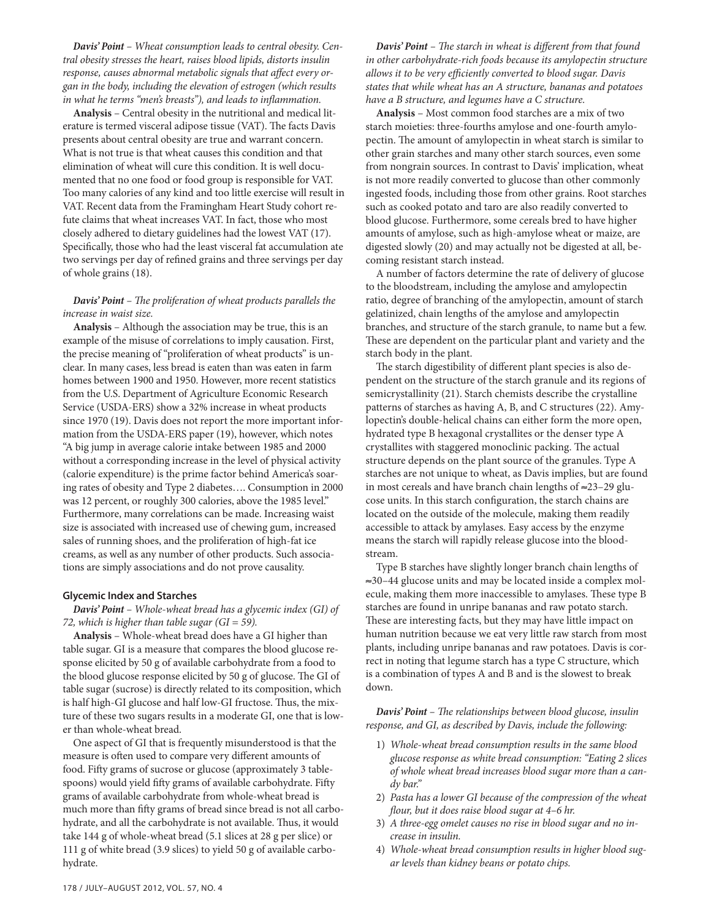***Davis' Point*** – *Wheat consumption leads to central obesity. Central obesity stresses the heart, raises blood lipids, distorts insulin response, causes abnormal metabolic signals that affect every organ in the body, including the elevation of estrogen (which results in what he terms "men's breasts"), and leads to inflammation.*

**Analysis** – Central obesity in the nutritional and medical literature is termed visceral adipose tissue (VAT). The facts Davis presents about central obesity are true and warrant concern. What is not true is that wheat causes this condition and that elimination of wheat will cure this condition. It is well documented that no one food or food group is responsible for VAT. Too many calories of any kind and too little exercise will result in VAT. Recent data from the Framingham Heart Study cohort refute claims that wheat increases VAT. In fact, those who most closely adhered to dietary guidelines had the lowest VAT (17). Specifically, those who had the least visceral fat accumulation ate two servings per day of refined grains and three servings per day of whole grains (18).

***Davis' Point*** – *The proliferation of wheat products parallels the increase in waist size.*

**Analysis** – Although the association may be true, this is an example of the misuse of correlations to imply causation. First, the precise meaning of "proliferation of wheat products" is unclear. In many cases, less bread is eaten than was eaten in farm homes between 1900 and 1950. However, more recent statistics from the U.S. Department of Agriculture Economic Research Service (USDA-ERS) show a 32% increase in wheat products since 1970 (19). Davis does not report the more important information from the USDA-ERS paper (19), however, which notes "A big jump in average calorie intake between 1985 and 2000 without a corresponding increase in the level of physical activity (calorie expenditure) is the prime factor behind America's soaring rates of obesity and Type 2 diabetes…. Consumption in 2000 was 12 percent, or roughly 300 calories, above the 1985 level." Furthermore, many correlations can be made. Increasing waist size is associated with increased use of chewing gum, increased sales of running shoes, and the proliferation of high-fat ice creams, as well as any number of other products. Such associations are simply associations and do not prove causality.

### Glycemic Index and Starches

***Davis' Point*** – *Whole-wheat bread has a glycemic index (GI) of 72, which is higher than table sugar (GI = 59).*

**Analysis** – Whole-wheat bread does have a GI higher than table sugar. GI is a measure that compares the blood glucose response elicited by 50 g of available carbohydrate from a food to the blood glucose response elicited by 50 g of glucose. The GI of table sugar (sucrose) is directly related to its composition, which is half high-GI glucose and half low-GI fructose. Thus, the mixture of these two sugars results in a moderate GI, one that is lower than whole-wheat bread.

One aspect of GI that is frequently misunderstood is that the measure is often used to compare very different amounts of food. Fifty grams of sucrose or glucose (approximately 3 tablespoons) would yield fifty grams of available carbohydrate. Fifty grams of available carbohydrate from whole-wheat bread is much more than fifty grams of bread since bread is not all carbohydrate, and all the carbohydrate is not available. Thus, it would take 144 g of whole-wheat bread (5.1 slices at 28 g per slice) or 111 g of white bread (3.9 slices) to yield 50 g of available carbohydrate.

***Davis' Point*** – *The starch in wheat is different from that found in other carbohydrate-rich foods because its amylopectin structure allows it to be very efficiently converted to blood sugar. Davis states that while wheat has an A structure, bananas and potatoes have a B structure, and legumes have a C structure.*

**Analysis** – Most common food starches are a mix of two starch moieties: three-fourths amylose and one-fourth amylopectin. The amount of amylopectin in wheat starch is similar to other grain starches and many other starch sources, even some from nongrain sources. In contrast to Davis' implication, wheat is not more readily converted to glucose than other commonly ingested foods, including those from other grains. Root starches such as cooked potato and taro are also readily converted to blood glucose. Furthermore, some cereals bred to have higher amounts of amylose, such as high-amylose wheat or maize, are digested slowly (20) and may actually not be digested at all, becoming resistant starch instead.

A number of factors determine the rate of delivery of glucose to the bloodstream, including the amylose and amylopectin ratio, degree of branching of the amylopectin, amount of starch gelatinized, chain lengths of the amylose and amylopectin branches, and structure of the starch granule, to name but a few. These are dependent on the particular plant and variety and the starch body in the plant.

The starch digestibility of different plant species is also dependent on the structure of the starch granule and its regions of semicrystallinity (21). Starch chemists describe the crystalline patterns of starches as having A, B, and C structures (22). Amylopectin's double-helical chains can either form the more open, hydrated type B hexagonal crystallites or the denser type A crystallites with staggered monoclinic packing. The actual structure depends on the plant source of the granules. Type A starches are not unique to wheat, as Davis implies, but are found in most cereals and have branch chain lengths of ≈23–29 glucose units. In this starch configuration, the starch chains are located on the outside of the molecule, making them readily accessible to attack by amylases. Easy access by the enzyme means the starch will rapidly release glucose into the bloodstream.

Type B starches have slightly longer branch chain lengths of ≈30–44 glucose units and may be located inside a complex molecule, making them more inaccessible to amylases. These type B starches are found in unripe bananas and raw potato starch. These are interesting facts, but they may have little impact on human nutrition because we eat very little raw starch from most plants, including unripe bananas and raw potatoes. Davis is correct in noting that legume starch has a type C structure, which is a combination of types A and B and is the slowest to break down.

***Davis' Point*** – *The relationships between blood glucose, insulin response, and GI, as described by Davis, include the following:*

1) *Whole-wheat bread consumption results in the same blood glucose response as white bread consumption: "Eating 2 slices of whole wheat bread increases blood sugar more than a candy bar."*
2) *Pasta has a lower GI because of the compression of the wheat flour, but it does raise blood sugar at 4–6 hr.*
3) *A three-egg omelet causes no rise in blood sugar and no increase in insulin.*
4) *Whole-wheat bread consumption results in higher blood sugar levels than kidney beans or potato chips.*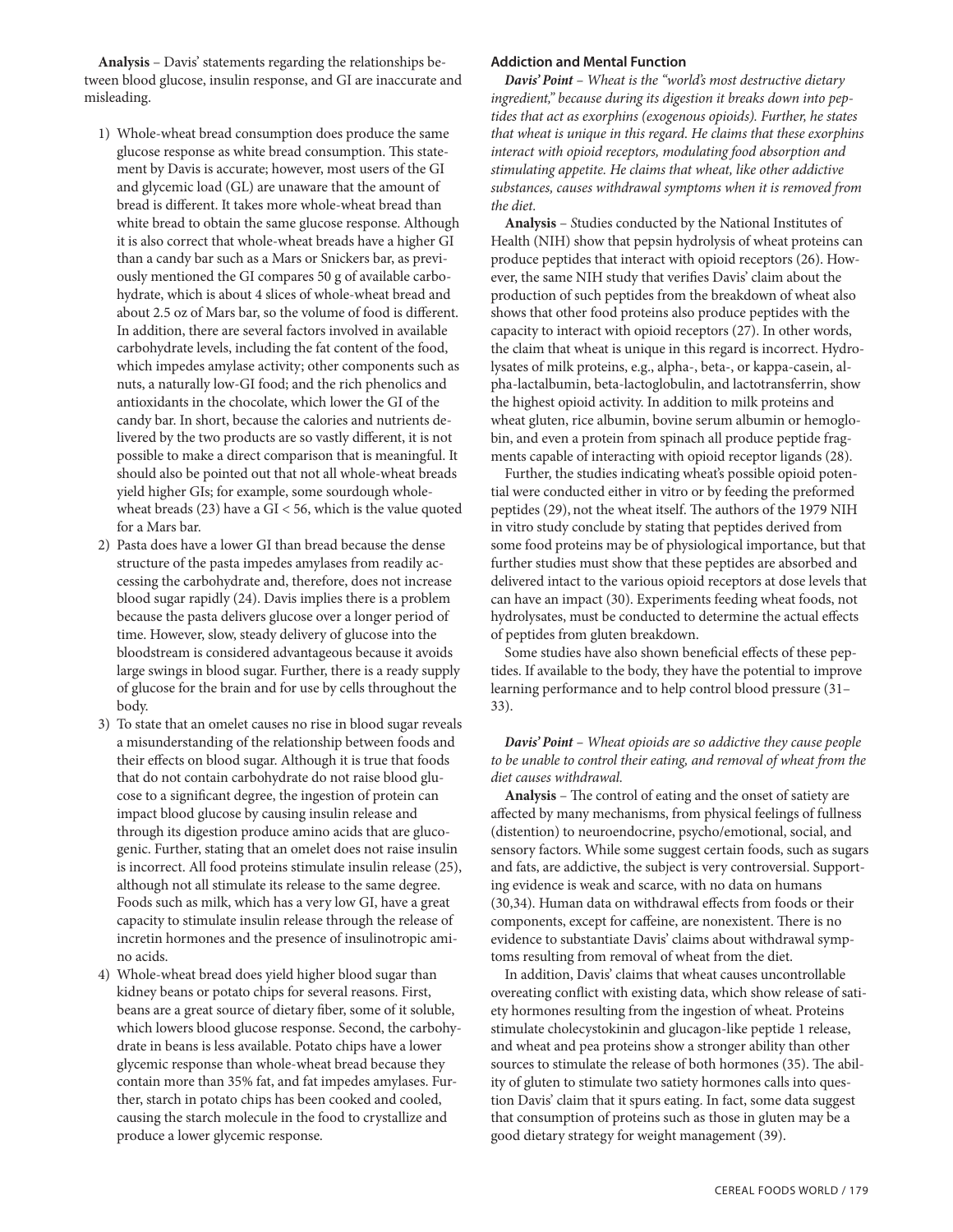**Analysis** – Davis' statements regarding the relationships between blood glucose, insulin response, and GI are inaccurate and misleading.

1) Whole-wheat bread consumption does produce the same glucose response as white bread consumption. This statement by Davis is accurate; however, most users of the GI and glycemic load (GL) are unaware that the amount of bread is different. It takes more whole-wheat bread than white bread to obtain the same glucose response. Although it is also correct that whole-wheat breads have a higher GI than a candy bar such as a Mars or Snickers bar, as previously mentioned the GI compares 50 g of available carbohydrate, which is about 4 slices of whole-wheat bread and about 2.5 oz of Mars bar, so the volume of food is different. In addition, there are several factors involved in available carbohydrate levels, including the fat content of the food, which impedes amylase activity; other components such as nuts, a naturally low-GI food; and the rich phenolics and antioxidants in the chocolate, which lower the GI of the candy bar. In short, because the calories and nutrients delivered by the two products are so vastly different, it is not possible to make a direct comparison that is meaningful. It should also be pointed out that not all whole-wheat breads yield higher GIs; for example, some sourdough whole-wheat breads (23) have a GI < 56, which is the value quoted for a Mars bar.
2) Pasta does have a lower GI than bread because the dense structure of the pasta impedes amylases from readily accessing the carbohydrate and, therefore, does not increase blood sugar rapidly (24). Davis implies there is a problem because the pasta delivers glucose over a longer period of time. However, slow, steady delivery of glucose into the bloodstream is considered advantageous because it avoids large swings in blood sugar. Further, there is a ready supply of glucose for the brain and for use by cells throughout the body.
3) To state that an omelet causes no rise in blood sugar reveals a misunderstanding of the relationship between foods and their effects on blood sugar. Although it is true that foods that do not contain carbohydrate do not raise blood glucose to a significant degree, the ingestion of protein can impact blood glucose by causing insulin release and through its digestion produce amino acids that are glucogenic. Further, stating that an omelet does not raise insulin is incorrect. All food proteins stimulate insulin release (25), although not all stimulate its release to the same degree. Foods such as milk, which has a very low GI, have a great capacity to stimulate insulin release through the release of incretin hormones and the presence of insulinotropic amino acids.
4) Whole-wheat bread does yield higher blood sugar than kidney beans or potato chips for several reasons. First, beans are a great source of dietary fiber, some of it soluble, which lowers blood glucose response. Second, the carbohydrate in beans is less available. Potato chips have a lower glycemic response than whole-wheat bread because they contain more than 35% fat, and fat impedes amylases. Further, starch in potato chips has been cooked and cooled, causing the starch molecule in the food to crystallize and produce a lower glycemic response.

### Addiction and Mental Function

***Davis' Point*** – *Wheat is the "world's most destructive dietary ingredient," because during its digestion it breaks down into peptides that act as exorphins (exogenous opioids). Further, he states that wheat is unique in this regard. He claims that these exorphins interact with opioid receptors, modulating food absorption and stimulating appetite. He claims that wheat, like other addictive substances, causes withdrawal symptoms when it is removed from the diet.*

**Analysis** – Studies conducted by the National Institutes of Health (NIH) show that pepsin hydrolysis of wheat proteins can produce peptides that interact with opioid receptors (26). However, the same NIH study that verifies Davis' claim about the production of such peptides from the breakdown of wheat also shows that other food proteins also produce peptides with the capacity to interact with opioid receptors (27). In other words, the claim that wheat is unique in this regard is incorrect. Hydrolysates of milk proteins, e.g., alpha-, beta-, or kappa-casein, alpha-lactalbumin, beta-lactoglobulin, and lactotransferrin, show the highest opioid activity. In addition to milk proteins and wheat gluten, rice albumin, bovine serum albumin or hemoglobin, and even a protein from spinach all produce peptide fragments capable of interacting with opioid receptor ligands (28).

Further, the studies indicating wheat's possible opioid potential were conducted either in vitro or by feeding the preformed peptides (29), not the wheat itself. The authors of the 1979 NIH in vitro study conclude by stating that peptides derived from some food proteins may be of physiological importance, but that further studies must show that these peptides are absorbed and delivered intact to the various opioid receptors at dose levels that can have an impact (30). Experiments feeding wheat foods, not hydrolysates, must be conducted to determine the actual effects of peptides from gluten breakdown.

Some studies have also shown beneficial effects of these peptides. If available to the body, they have the potential to improve learning performance and to help control blood pressure (31–33).

***Davis' Point*** – *Wheat opioids are so addictive they cause people to be unable to control their eating, and removal of wheat from the diet causes withdrawal.*

**Analysis** – The control of eating and the onset of satiety are affected by many mechanisms, from physical feelings of fullness (distention) to neuroendocrine, psycho/emotional, social, and sensory factors. While some suggest certain foods, such as sugars and fats, are addictive, the subject is very controversial. Supporting evidence is weak and scarce, with no data on humans (30,34). Human data on withdrawal effects from foods or their components, except for caffeine, are nonexistent. There is no evidence to substantiate Davis' claims about withdrawal symptoms resulting from removal of wheat from the diet.

In addition, Davis' claims that wheat causes uncontrollable overeating conflict with existing data, which show release of satiety hormones resulting from the ingestion of wheat. Proteins stimulate cholecystokinin and glucagon-like peptide 1 release, and wheat and pea proteins show a stronger ability than other sources to stimulate the release of both hormones (35). The ability of gluten to stimulate two satiety hormones calls into question Davis' claim that it spurs eating. In fact, some data suggest that consumption of proteins such as those in gluten may be a good dietary strategy for weight management (39).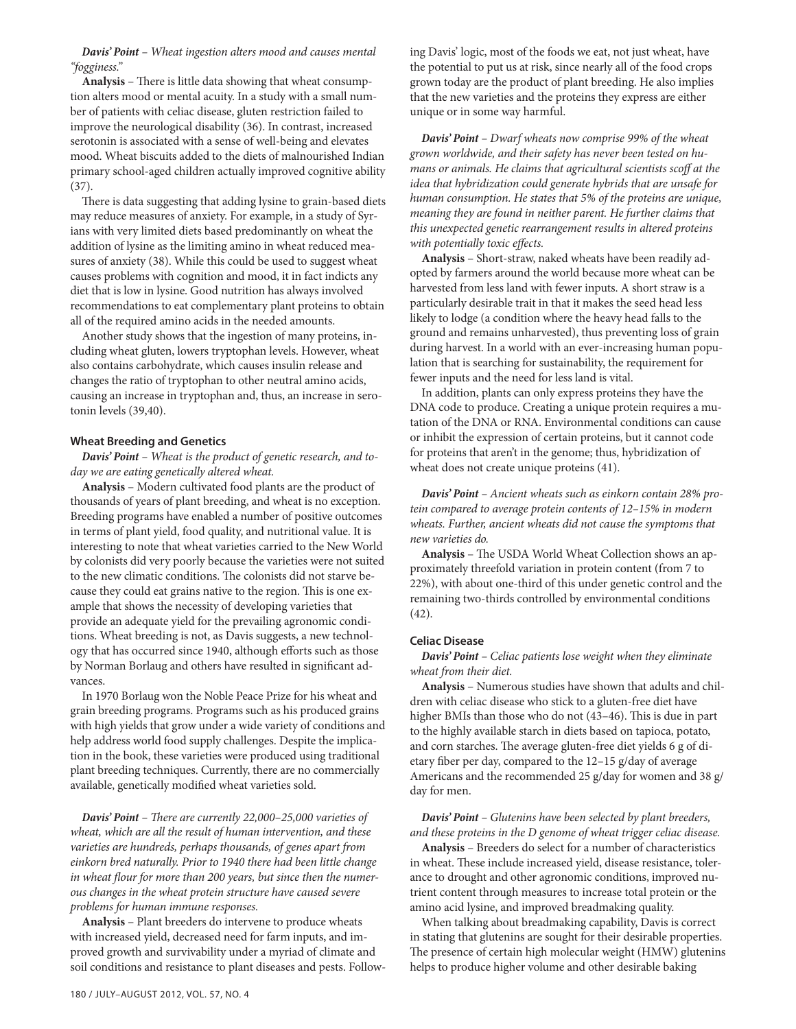*Davis' Point – Wheat ingestion alters mood and causes mental "fogginess."*

**Analysis** – There is little data showing that wheat consumption alters mood or mental acuity. In a study with a small number of patients with celiac disease, gluten restriction failed to improve the neurological disability (36). In contrast, increased serotonin is associated with a sense of well-being and elevates mood. Wheat biscuits added to the diets of malnourished Indian primary school-aged children actually improved cognitive ability (37).

There is data suggesting that adding lysine to grain-based diets may reduce measures of anxiety. For example, in a study of Syrians with very limited diets based predominantly on wheat the addition of lysine as the limiting amino in wheat reduced measures of anxiety (38). While this could be used to suggest wheat causes problems with cognition and mood, it in fact indicts any diet that is low in lysine. Good nutrition has always involved recommendations to eat complementary plant proteins to obtain all of the required amino acids in the needed amounts.

Another study shows that the ingestion of many proteins, including wheat gluten, lowers tryptophan levels. However, wheat also contains carbohydrate, which causes insulin release and changes the ratio of tryptophan to other neutral amino acids, causing an increase in tryptophan and, thus, an increase in serotonin levels (39,40).

### Wheat Breeding and Genetics

*Davis' Point – Wheat is the product of genetic research, and today we are eating genetically altered wheat.*

**Analysis** – Modern cultivated food plants are the product of thousands of years of plant breeding, and wheat is no exception. Breeding programs have enabled a number of positive outcomes in terms of plant yield, food quality, and nutritional value. It is interesting to note that wheat varieties carried to the New World by colonists did very poorly because the varieties were not suited to the new climatic conditions. The colonists did not starve because they could eat grains native to the region. This is one example that shows the necessity of developing varieties that provide an adequate yield for the prevailing agronomic conditions. Wheat breeding is not, as Davis suggests, a new technology that has occurred since 1940, although efforts such as those by Norman Borlaug and others have resulted in significant advances.

In 1970 Borlaug won the Noble Peace Prize for his wheat and grain breeding programs. Programs such as his produced grains with high yields that grow under a wide variety of conditions and help address world food supply challenges. Despite the implication in the book, these varieties were produced using traditional plant breeding techniques. Currently, there are no commercially available, genetically modified wheat varieties sold.

*Davis' Point – There are currently 22,000–25,000 varieties of wheat, which are all the result of human intervention, and these varieties are hundreds, perhaps thousands, of genes apart from einkorn bred naturally. Prior to 1940 there had been little change in wheat flour for more than 200 years, but since then the numerous changes in the wheat protein structure have caused severe problems for human immune responses.*

**Analysis** – Plant breeders do intervene to produce wheats with increased yield, decreased need for farm inputs, and improved growth and survivability under a myriad of climate and soil conditions and resistance to plant diseases and pests. Following Davis' logic, most of the foods we eat, not just wheat, have the potential to put us at risk, since nearly all of the food crops grown today are the product of plant breeding. He also implies that the new varieties and the proteins they express are either unique or in some way harmful.

*Davis' Point – Dwarf wheats now comprise 99% of the wheat grown worldwide, and their safety has never been tested on humans or animals. He claims that agricultural scientists scoff at the idea that hybridization could generate hybrids that are unsafe for human consumption. He states that 5% of the proteins are unique, meaning they are found in neither parent. He further claims that this unexpected genetic rearrangement results in altered proteins with potentially toxic effects.*

**Analysis** – Short-straw, naked wheats have been readily adopted by farmers around the world because more wheat can be harvested from less land with fewer inputs. A short straw is a particularly desirable trait in that it makes the seed head less likely to lodge (a condition where the heavy head falls to the ground and remains unharvested), thus preventing loss of grain during harvest. In a world with an ever-increasing human population that is searching for sustainability, the requirement for fewer inputs and the need for less land is vital.

In addition, plants can only express proteins they have the DNA code to produce. Creating a unique protein requires a mutation of the DNA or RNA. Environmental conditions can cause or inhibit the expression of certain proteins, but it cannot code for proteins that aren't in the genome; thus, hybridization of wheat does not create unique proteins (41).

*Davis' Point – Ancient wheats such as einkorn contain 28% protein compared to average protein contents of 12–15% in modern wheats. Further, ancient wheats did not cause the symptoms that new varieties do.*

**Analysis** – The USDA World Wheat Collection shows an approximately threefold variation in protein content (from 7 to 22%), with about one-third of this under genetic control and the remaining two-thirds controlled by environmental conditions (42).

### Celiac Disease

*Davis' Point – Celiac patients lose weight when they eliminate wheat from their diet.*

**Analysis** – Numerous studies have shown that adults and children with celiac disease who stick to a gluten-free diet have higher BMIs than those who do not (43–46). This is due in part to the highly available starch in diets based on tapioca, potato, and corn starches. The average gluten-free diet yields 6 g of dietary fiber per day, compared to the 12–15 g/day of average Americans and the recommended 25 g/day for women and 38 g/day for men.

*Davis' Point – Glutenins have been selected by plant breeders, and these proteins in the D genome of wheat trigger celiac disease.*

**Analysis** – Breeders do select for a number of characteristics in wheat. These include increased yield, disease resistance, tolerance to drought and other agronomic conditions, improved nutrient content through measures to increase total protein or the amino acid lysine, and improved breadmaking quality.

When talking about breadmaking capability, Davis is correct in stating that glutenins are sought for their desirable properties. The presence of certain high molecular weight (HMW) glutenins helps to produce higher volume and other desirable baking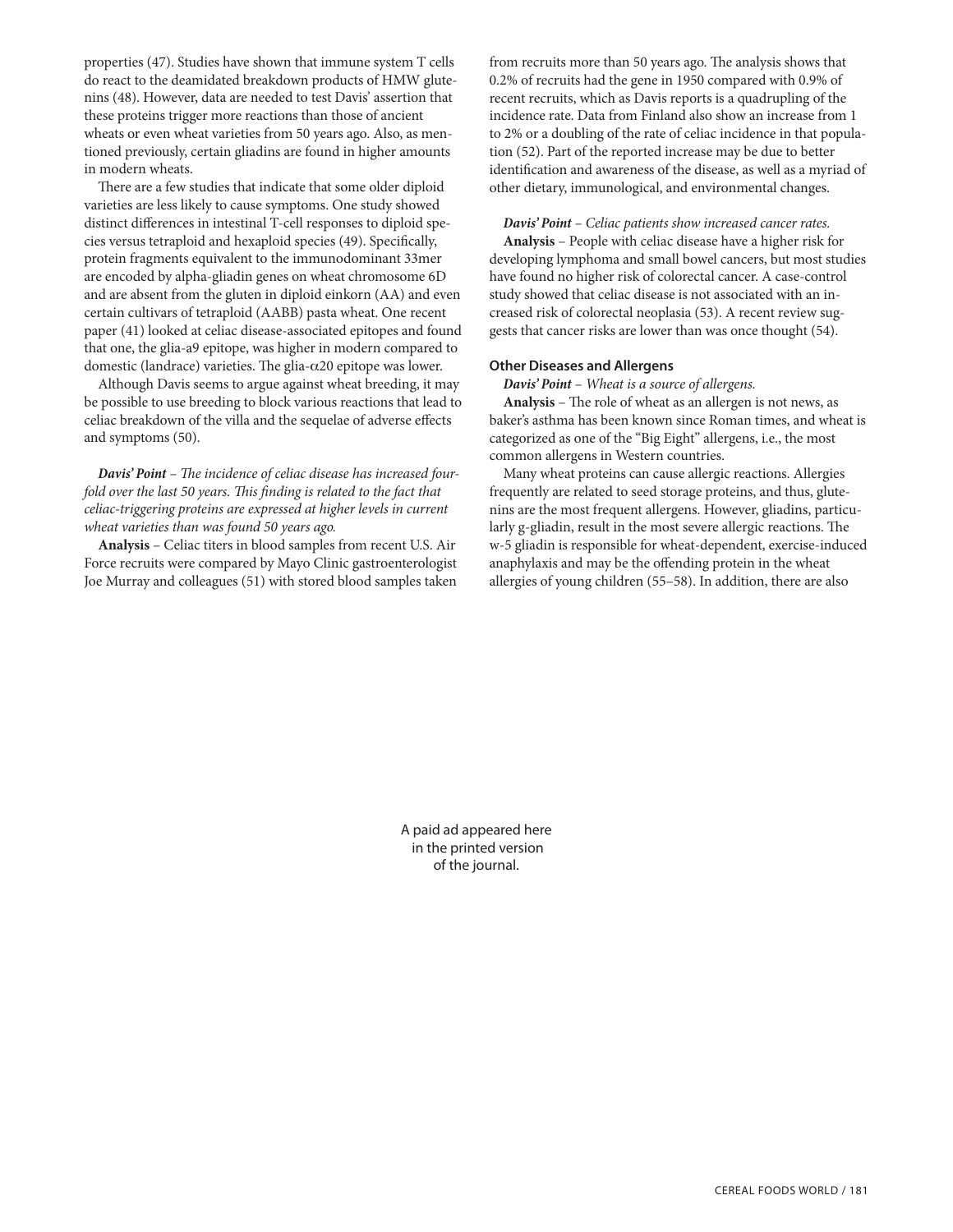properties (47). Studies have shown that immune system T cells do react to the deamidated breakdown products of HMW glutenins (48). However, data are needed to test Davis' assertion that these proteins trigger more reactions than those of ancient wheats or even wheat varieties from 50 years ago. Also, as mentioned previously, certain gliadins are found in higher amounts in modern wheats.

There are a few studies that indicate that some older diploid varieties are less likely to cause symptoms. One study showed distinct differences in intestinal T-cell responses to diploid species versus tetraploid and hexaploid species (49). Specifically, protein fragments equivalent to the immunodominant 33mer are encoded by alpha-gliadin genes on wheat chromosome 6D and are absent from the gluten in diploid einkorn (AA) and even certain cultivars of tetraploid (AABB) pasta wheat. One recent paper (41) looked at celiac disease-associated epitopes and found that one, the glia-a9 epitope, was higher in modern compared to domestic (landrace) varieties. The glia-α20 epitope was lower.

Although Davis seems to argue against wheat breeding, it may be possible to use breeding to block various reactions that lead to celiac breakdown of the villa and the sequelae of adverse effects and symptoms (50).

***Davis' Point*** *– The incidence of celiac disease has increased fourfold over the last 50 years. This finding is related to the fact that celiac-triggering proteins are expressed at higher levels in current wheat varieties than was found 50 years ago.*

**Analysis** – Celiac titers in blood samples from recent U.S. Air Force recruits were compared by Mayo Clinic gastroenterologist Joe Murray and colleagues (51) with stored blood samples taken from recruits more than 50 years ago. The analysis shows that 0.2% of recruits had the gene in 1950 compared with 0.9% of recent recruits, which as Davis reports is a quadrupling of the incidence rate. Data from Finland also show an increase from 1 to 2% or a doubling of the rate of celiac incidence in that population (52). Part of the reported increase may be due to better identification and awareness of the disease, as well as a myriad of other dietary, immunological, and environmental changes.

***Davis' Point*** *– Celiac patients show increased cancer rates.*

**Analysis** – People with celiac disease have a higher risk for developing lymphoma and small bowel cancers, but most studies have found no higher risk of colorectal cancer. A case-control study showed that celiac disease is not associated with an increased risk of colorectal neoplasia (53). A recent review suggests that cancer risks are lower than was once thought (54).

### Other Diseases and Allergens

***Davis' Point*** *– Wheat is a source of allergens.*

**Analysis** – The role of wheat as an allergen is not news, as baker's asthma has been known since Roman times, and wheat is categorized as one of the "Big Eight" allergens, i.e., the most common allergens in Western countries.

Many wheat proteins can cause allergic reactions. Allergies frequently are related to seed storage proteins, and thus, glutenins are the most frequent allergens. However, gliadins, particularly g-gliadin, result in the most severe allergic reactions. The w-5 gliadin is responsible for wheat-dependent, exercise-induced anaphylaxis and may be the offending protein in the wheat allergies of young children (55–58). In addition, there are also

A paid ad appeared here in the printed version of the journal.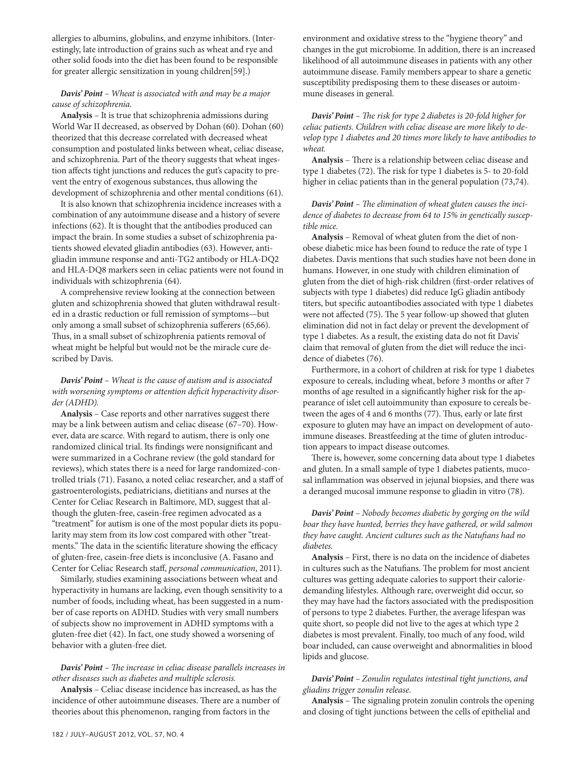allergies to albumins, globulins, and enzyme inhibitors. (Interestingly, late introduction of grains such as wheat and rye and other solid foods into the diet has been found to be responsible for greater allergic sensitization in young children[59].)

***Davis' Point** – Wheat is associated with and may be a major cause of schizophrenia.*

**Analysis** – It is true that schizophrenia admissions during World War II decreased, as observed by Dohan (60). Dohan (60) theorized that this decrease correlated with decreased wheat consumption and postulated links between wheat, celiac disease, and schizophrenia. Part of the theory suggests that wheat ingestion affects tight junctions and reduces the gut's capacity to prevent the entry of exogenous substances, thus allowing the development of schizophrenia and other mental conditions (61).

It is also known that schizophrenia incidence increases with a combination of any autoimmune disease and a history of severe infections (62). It is thought that the antibodies produced can impact the brain. In some studies a subset of schizophrenia patients showed elevated gliadin antibodies (63). However, antigliadin immune response and anti-TG2 antibody or HLA-DQ2 and HLA-DQ8 markers seen in celiac patients were not found in individuals with schizophrenia (64).

A comprehensive review looking at the connection between gluten and schizophrenia showed that gluten withdrawal resulted in a drastic reduction or full remission of symptoms—but only among a small subset of schizophrenia sufferers (65,66). Thus, in a small subset of schizophrenia patients removal of wheat might be helpful but would not be the miracle cure described by Davis.

***Davis' Point** – Wheat is the cause of autism and is associated with worsening symptoms or attention deficit hyperactivity disorder (ADHD).*

**Analysis** – Case reports and other narratives suggest there may be a link between autism and celiac disease (67–70). However, data are scarce. With regard to autism, there is only one randomized clinical trial. Its findings were nonsignificant and were summarized in a Cochrane review (the gold standard for reviews), which states there is a need for large randomized-controlled trials (71). Fasano, a noted celiac researcher, and a staff of gastroenterologists, pediatricians, dietitians and nurses at the Center for Celiac Research in Baltimore, MD, suggest that although the gluten-free, casein-free regimen advocated as a "treatment" for autism is one of the most popular diets its popularity may stem from its low cost compared with other "treatments." The data in the scientific literature showing the efficacy of gluten-free, casein-free diets is inconclusive (A. Fasano and Center for Celiac Research staff, *personal communication*, 2011).

Similarly, studies examining associations between wheat and hyperactivity in humans are lacking, even though sensitivity to a number of foods, including wheat, has been suggested in a number of case reports on ADHD. Studies with very small numbers of subjects show no improvement in ADHD symptoms with a gluten-free diet (42). In fact, one study showed a worsening of behavior with a gluten-free diet.

***Davis' Point** – The increase in celiac disease parallels increases in other diseases such as diabetes and multiple sclerosis.*

**Analysis** – Celiac disease incidence has increased, as has the incidence of other autoimmune diseases. There are a number of theories about this phenomenon, ranging from factors in the environment and oxidative stress to the "hygiene theory" and changes in the gut microbiome. In addition, there is an increased likelihood of all autoimmune diseases in patients with any other autoimmune disease. Family members appear to share a genetic susceptibility predisposing them to these diseases or autoimmune diseases in general.

***Davis' Point** – The risk for type 2 diabetes is 20-fold higher for celiac patients. Children with celiac disease are more likely to develop type 1 diabetes and 20 times more likely to have antibodies to wheat.*

**Analysis** – There is a relationship between celiac disease and type 1 diabetes (72). The risk for type 1 diabetes is 5- to 20-fold higher in celiac patients than in the general population (73,74).

***Davis' Point** – The elimination of wheat gluten causes the incidence of diabetes to decrease from 64 to 15% in genetically susceptible mice.*

**Analysis** – Removal of wheat gluten from the diet of non-obese diabetic mice has been found to reduce the rate of type 1 diabetes. Davis mentions that such studies have not been done in humans. However, in one study with children elimination of gluten from the diet of high-risk children (first-order relatives of subjects with type 1 diabetes) did reduce IgG gliadin antibody titers, but specific autoantibodies associated with type 1 diabetes were not affected (75). The 5 year follow-up showed that gluten elimination did not in fact delay or prevent the development of type 1 diabetes. As a result, the existing data do not fit Davis' claim that removal of gluten from the diet will reduce the incidence of diabetes (76).

Furthermore, in a cohort of children at risk for type 1 diabetes exposure to cereals, including wheat, before 3 months or after 7 months of age resulted in a significantly higher risk for the appearance of islet cell autoimmunity than exposure to cereals between the ages of 4 and 6 months (77). Thus, early or late first exposure to gluten may have an impact on development of autoimmune diseases. Breastfeeding at the time of gluten introduction appears to impact disease outcomes.

There is, however, some concerning data about type 1 diabetes and gluten. In a small sample of type 1 diabetes patients, mucosal inflammation was observed in jejunal biopsies, and there was a deranged mucosal immune response to gliadin in vitro (78).

***Davis' Point** – Nobody becomes diabetic by gorging on the wild boar they have hunted, berries they have gathered, or wild salmon they have caught. Ancient cultures such as the Natufians had no diabetes.*

**Analysis** – First, there is no data on the incidence of diabetes in cultures such as the Natufians. The problem for most ancient cultures was getting adequate calories to support their calorie-demanding lifestyles. Although rare, overweight did occur, so they may have had the factors associated with the predisposition of persons to type 2 diabetes. Further, the average lifespan was quite short, so people did not live to the ages at which type 2 diabetes is most prevalent. Finally, too much of any food, wild boar included, can cause overweight and abnormalities in blood lipids and glucose.

***Davis' Point** – Zonulin regulates intestinal tight junctions, and gliadins trigger zonulin release.*

**Analysis** – The signaling protein zonulin controls the opening and closing of tight junctions between the cells of epithelial and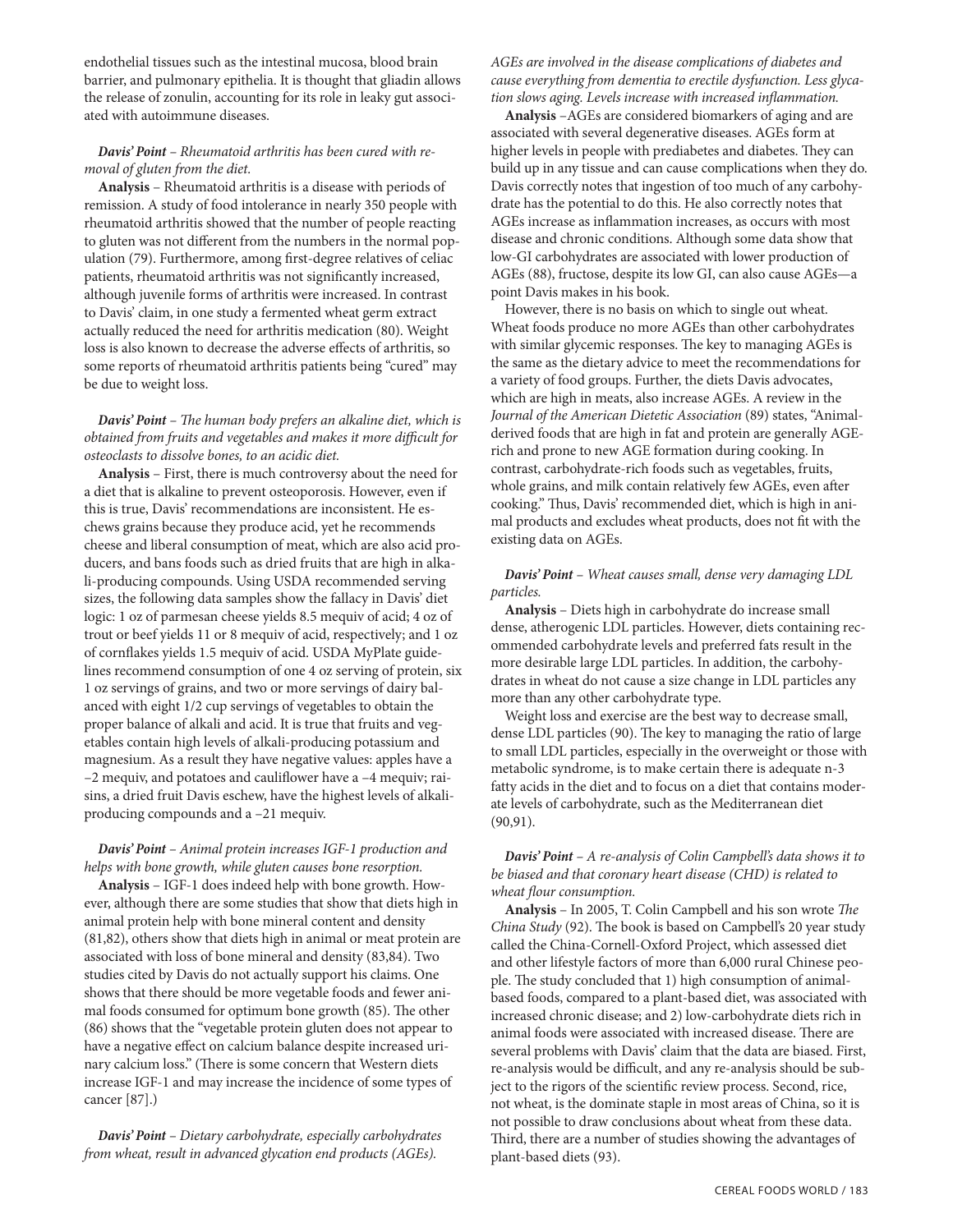endothelial tissues such as the intestinal mucosa, blood brain barrier, and pulmonary epithelia. It is thought that gliadin allows the release of zonulin, accounting for its role in leaky gut associated with autoimmune diseases.

***Davis' Point*** *– Rheumatoid arthritis has been cured with removal of gluten from the diet.*

**Analysis** – Rheumatoid arthritis is a disease with periods of remission. A study of food intolerance in nearly 350 people with rheumatoid arthritis showed that the number of people reacting to gluten was not different from the numbers in the normal population (79). Furthermore, among first-degree relatives of celiac patients, rheumatoid arthritis was not significantly increased, although juvenile forms of arthritis were increased. In contrast to Davis' claim, in one study a fermented wheat germ extract actually reduced the need for arthritis medication (80). Weight loss is also known to decrease the adverse effects of arthritis, so some reports of rheumatoid arthritis patients being "cured" may be due to weight loss.

***Davis' Point*** *– The human body prefers an alkaline diet, which is obtained from fruits and vegetables and makes it more difficult for osteoclasts to dissolve bones, to an acidic diet.*

**Analysis** – First, there is much controversy about the need for a diet that is alkaline to prevent osteoporosis. However, even if this is true, Davis' recommendations are inconsistent. He eschews grains because they produce acid, yet he recommends cheese and liberal consumption of meat, which are also acid producers, and bans foods such as dried fruits that are high in alkali-producing compounds. Using USDA recommended serving sizes, the following data samples show the fallacy in Davis' diet logic: 1 oz of parmesan cheese yields 8.5 mequiv of acid; 4 oz of trout or beef yields 11 or 8 mequiv of acid, respectively; and 1 oz of cornflakes yields 1.5 mequiv of acid. USDA MyPlate guidelines recommend consumption of one 4 oz serving of protein, six 1 oz servings of grains, and two or more servings of dairy balanced with eight 1/2 cup servings of vegetables to obtain the proper balance of alkali and acid. It is true that fruits and vegetables contain high levels of alkali-producing potassium and magnesium. As a result they have negative values: apples have a –2 mequiv, and potatoes and cauliflower have a –4 mequiv; raisins, a dried fruit Davis eschew, have the highest levels of alkali-producing compounds and a –21 mequiv.

***Davis' Point*** *– Animal protein increases IGF-1 production and helps with bone growth, while gluten causes bone resorption.*

**Analysis** – IGF-1 does indeed help with bone growth. However, although there are some studies that show that diets high in animal protein help with bone mineral content and density (81,82), others show that diets high in animal or meat protein are associated with loss of bone mineral and density (83,84). Two studies cited by Davis do not actually support his claims. One shows that there should be more vegetable foods and fewer animal foods consumed for optimum bone growth (85). The other (86) shows that the "vegetable protein gluten does not appear to have a negative effect on calcium balance despite increased urinary calcium loss." (There is some concern that Western diets increase IGF-1 and may increase the incidence of some types of cancer [87].)

***Davis' Point*** *– Dietary carbohydrate, especially carbohydrates from wheat, result in advanced glycation end products (AGEs). AGEs are involved in the disease complications of diabetes and cause everything from dementia to erectile dysfunction. Less glycation slows aging. Levels increase with increased inflammation.*

**Analysis** –AGEs are considered biomarkers of aging and are associated with several degenerative diseases. AGEs form at higher levels in people with prediabetes and diabetes. They can build up in any tissue and can cause complications when they do. Davis correctly notes that ingestion of too much of any carbohydrate has the potential to do this. He also correctly notes that AGEs increase as inflammation increases, as occurs with most disease and chronic conditions. Although some data show that low-GI carbohydrates are associated with lower production of AGEs (88), fructose, despite its low GI, can also cause AGEs—a point Davis makes in his book.

However, there is no basis on which to single out wheat. Wheat foods produce no more AGEs than other carbohydrates with similar glycemic responses. The key to managing AGEs is the same as the dietary advice to meet the recommendations for a variety of food groups. Further, the diets Davis advocates, which are high in meats, also increase AGEs. A review in the *Journal of the American Dietetic Association* (89) states, "Animal-derived foods that are high in fat and protein are generally AGE-rich and prone to new AGE formation during cooking. In contrast, carbohydrate-rich foods such as vegetables, fruits, whole grains, and milk contain relatively few AGEs, even after cooking." Thus, Davis' recommended diet, which is high in animal products and excludes wheat products, does not fit with the existing data on AGEs.

***Davis' Point*** *– Wheat causes small, dense very damaging LDL particles.*

**Analysis** – Diets high in carbohydrate do increase small dense, atherogenic LDL particles. However, diets containing recommended carbohydrate levels and preferred fats result in the more desirable large LDL particles. In addition, the carbohydrates in wheat do not cause a size change in LDL particles any more than any other carbohydrate type.

Weight loss and exercise are the best way to decrease small, dense LDL particles (90). The key to managing the ratio of large to small LDL particles, especially in the overweight or those with metabolic syndrome, is to make certain there is adequate n-3 fatty acids in the diet and to focus on a diet that contains moderate levels of carbohydrate, such as the Mediterranean diet (90,91).

***Davis' Point*** *– A re-analysis of Colin Campbell's data shows it to be biased and that coronary heart disease (CHD) is related to wheat flour consumption.*

**Analysis** – In 2005, T. Colin Campbell and his son wrote *The China Study* (92). The book is based on Campbell's 20 year study called the China-Cornell-Oxford Project, which assessed diet and other lifestyle factors of more than 6,000 rural Chinese people. The study concluded that 1) high consumption of animal-based foods, compared to a plant-based diet, was associated with increased chronic disease; and 2) low-carbohydrate diets rich in animal foods were associated with increased disease. There are several problems with Davis' claim that the data are biased. First, re-analysis would be difficult, and any re-analysis should be subject to the rigors of the scientific review process. Second, rice, not wheat, is the dominate staple in most areas of China, so it is not possible to draw conclusions about wheat from these data. Third, there are a number of studies showing the advantages of plant-based diets (93).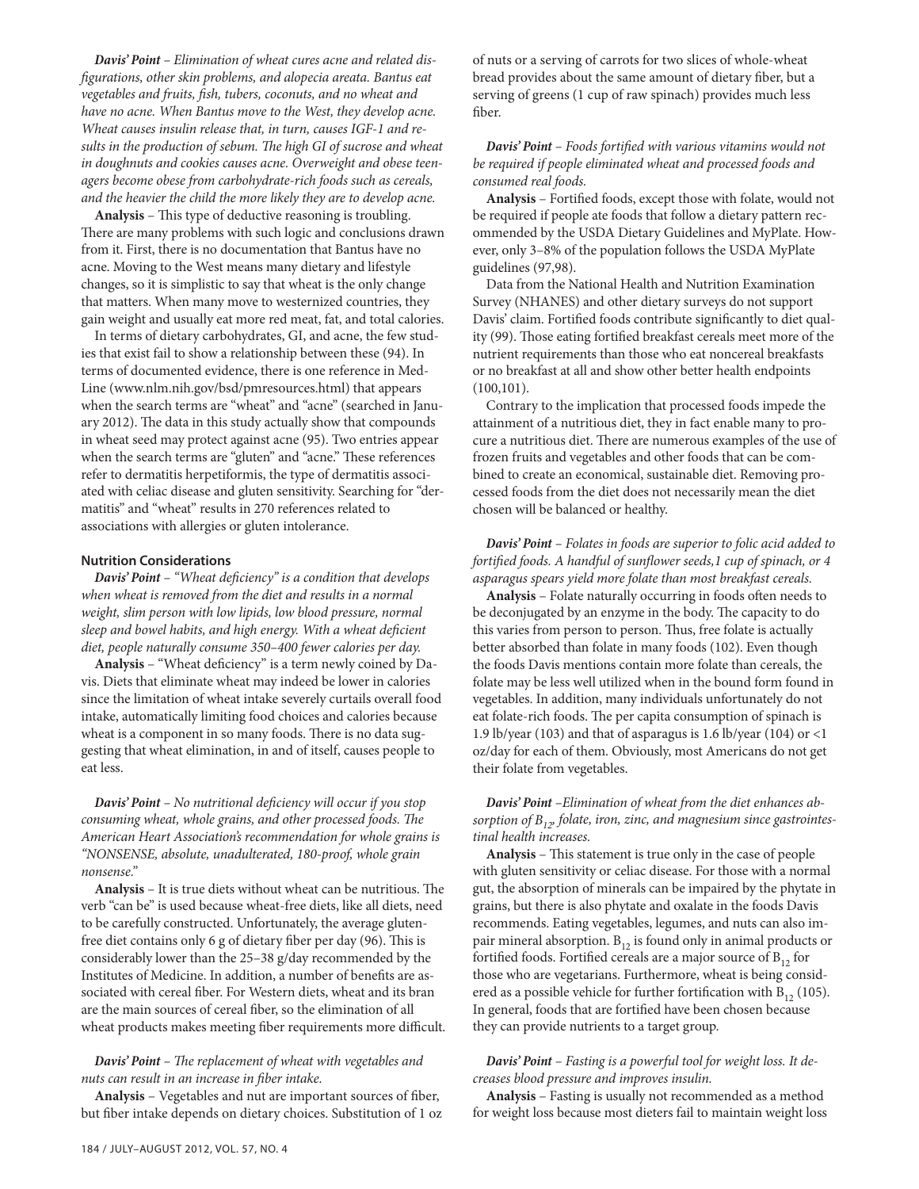***Davis' Point*** *– Elimination of wheat cures acne and related disfigurations, other skin problems, and alopecia areata. Bantus eat vegetables and fruits, fish, tubers, coconuts, and no wheat and have no acne. When Bantus move to the West, they develop acne. Wheat causes insulin release that, in turn, causes IGF-1 and results in the production of sebum. The high GI of sucrose and wheat in doughnuts and cookies causes acne. Overweight and obese teenagers become obese from carbohydrate-rich foods such as cereals, and the heavier the child the more likely they are to develop acne.*

**Analysis** – This type of deductive reasoning is troubling. There are many problems with such logic and conclusions drawn from it. First, there is no documentation that Bantus have no acne. Moving to the West means many dietary and lifestyle changes, so it is simplistic to say that wheat is the only change that matters. When many move to westernized countries, they gain weight and usually eat more red meat, fat, and total calories.

In terms of dietary carbohydrates, GI, and acne, the few studies that exist fail to show a relationship between these (94). In terms of documented evidence, there is one reference in MedLine (www.nlm.nih.gov/bsd/pmresources.html) that appears when the search terms are "wheat" and "acne" (searched in January 2012). The data in this study actually show that compounds in wheat seed may protect against acne (95). Two entries appear when the search terms are "gluten" and "acne." These references refer to dermatitis herpetiformis, the type of dermatitis associated with celiac disease and gluten sensitivity. Searching for "dermatitis" and "wheat" results in 270 references related to associations with allergies or gluten intolerance.

### Nutrition Considerations

***Davis' Point*** *– "Wheat deficiency" is a condition that develops when wheat is removed from the diet and results in a normal weight, slim person with low lipids, low blood pressure, normal sleep and bowel habits, and high energy. With a wheat deficient diet, people naturally consume 350–400 fewer calories per day.*

**Analysis** – "Wheat deficiency" is a term newly coined by Davis. Diets that eliminate wheat may indeed be lower in calories since the limitation of wheat intake severely curtails overall food intake, automatically limiting food choices and calories because wheat is a component in so many foods. There is no data suggesting that wheat elimination, in and of itself, causes people to eat less.

***Davis' Point*** *– No nutritional deficiency will occur if you stop consuming wheat, whole grains, and other processed foods. The American Heart Association's recommendation for whole grains is "NONSENSE, absolute, unadulterated, 180-proof, whole grain nonsense."*

**Analysis** – It is true diets without wheat can be nutritious. The verb "can be" is used because wheat-free diets, like all diets, need to be carefully constructed. Unfortunately, the average gluten-free diet contains only 6 g of dietary fiber per day (96). This is considerably lower than the 25–38 g/day recommended by the Institutes of Medicine. In addition, a number of benefits are associated with cereal fiber. For Western diets, wheat and its bran are the main sources of cereal fiber, so the elimination of all wheat products makes meeting fiber requirements more difficult.

***Davis' Point*** *– The replacement of wheat with vegetables and nuts can result in an increase in fiber intake.*

**Analysis** – Vegetables and nut are important sources of fiber, but fiber intake depends on dietary choices. Substitution of 1 oz of nuts or a serving of carrots for two slices of whole-wheat bread provides about the same amount of dietary fiber, but a serving of greens (1 cup of raw spinach) provides much less fiber.

***Davis' Point*** *– Foods fortified with various vitamins would not be required if people eliminated wheat and processed foods and consumed real foods.*

**Analysis** – Fortified foods, except those with folate, would not be required if people ate foods that follow a dietary pattern recommended by the USDA Dietary Guidelines and MyPlate. However, only 3–8% of the population follows the USDA MyPlate guidelines (97,98).

Data from the National Health and Nutrition Examination Survey (NHANES) and other dietary surveys do not support Davis' claim. Fortified foods contribute significantly to diet quality (99). Those eating fortified breakfast cereals meet more of the nutrient requirements than those who eat noncereal breakfasts or no breakfast at all and show other better health endpoints (100,101).

Contrary to the implication that processed foods impede the attainment of a nutritious diet, they in fact enable many to procure a nutritious diet. There are numerous examples of the use of frozen fruits and vegetables and other foods that can be combined to create an economical, sustainable diet. Removing processed foods from the diet does not necessarily mean the diet chosen will be balanced or healthy.

***Davis' Point*** *– Folates in foods are superior to folic acid added to fortified foods. A handful of sunflower seeds,1 cup of spinach, or 4 asparagus spears yield more folate than most breakfast cereals.*

**Analysis** – Folate naturally occurring in foods often needs to be deconjugated by an enzyme in the body. The capacity to do this varies from person to person. Thus, free folate is actually better absorbed than folate in many foods (102). Even though the foods Davis mentions contain more folate than cereals, the folate may be less well utilized when in the bound form found in vegetables. In addition, many individuals unfortunately do not eat folate-rich foods. The per capita consumption of spinach is 1.9 lb/year (103) and that of asparagus is 1.6 lb/year (104) or <1 oz/day for each of them. Obviously, most Americans do not get their folate from vegetables.

***Davis' Point*** *–Elimination of wheat from the diet enhances absorption of $B_{12}$, folate, iron, zinc, and magnesium since gastrointestinal health increases.*

**Analysis** – This statement is true only in the case of people with gluten sensitivity or celiac disease. For those with a normal gut, the absorption of minerals can be impaired by the phytate in grains, but there is also phytate and oxalate in the foods Davis recommends. Eating vegetables, legumes, and nuts can also impair mineral absorption. $B_{12}$ is found only in animal products or fortified foods. Fortified cereals are a major source of $B_{12}$ for those who are vegetarians. Furthermore, wheat is being considered as a possible vehicle for further fortification with $B_{12}$ (105). In general, foods that are fortified have been chosen because they can provide nutrients to a target group.

***Davis' Point*** *– Fasting is a powerful tool for weight loss. It decreases blood pressure and improves insulin.*

**Analysis** – Fasting is usually not recommended as a method for weight loss because most dieters fail to maintain weight loss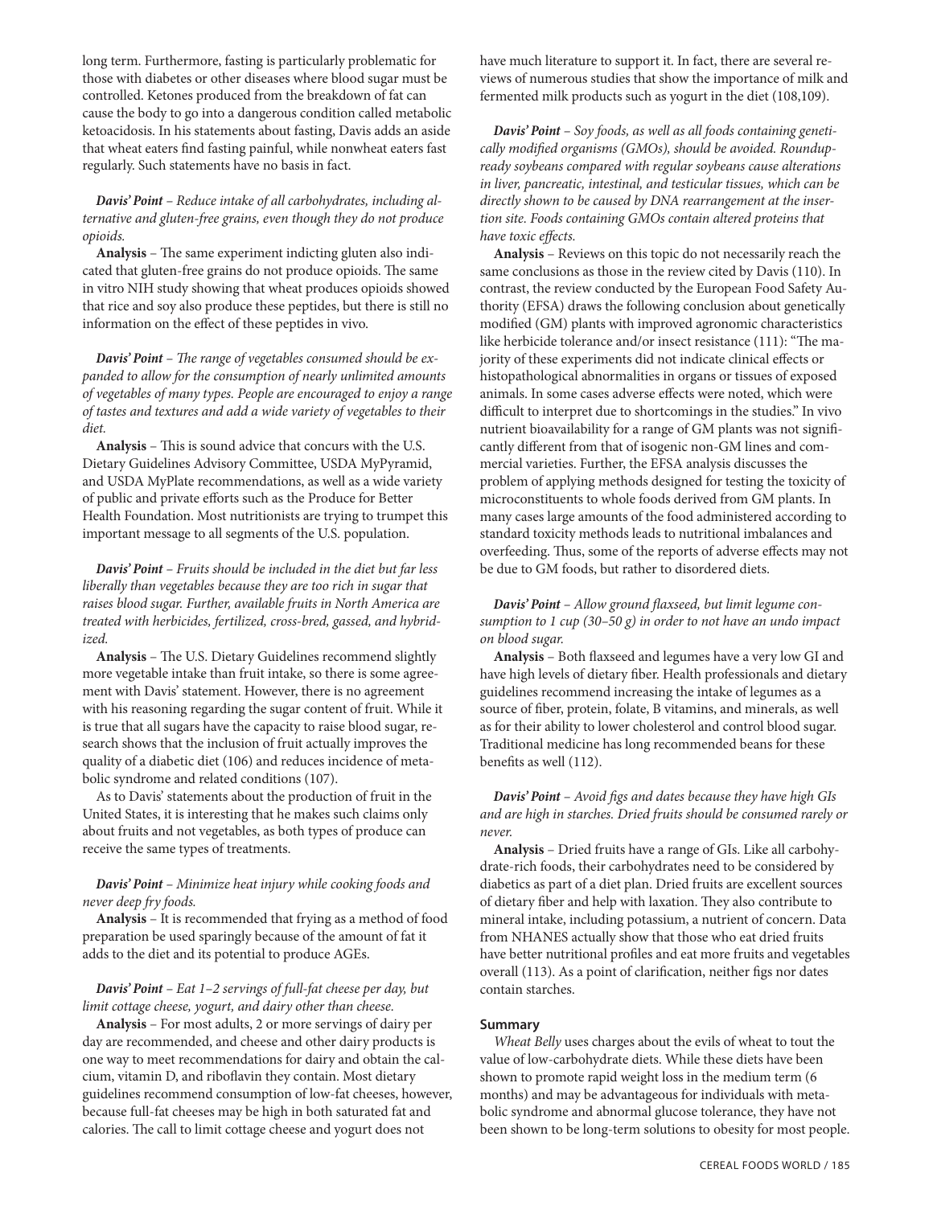long term. Furthermore, fasting is particularly problematic for those with diabetes or other diseases where blood sugar must be controlled. Ketones produced from the breakdown of fat can cause the body to go into a dangerous condition called metabolic ketoacidosis. In his statements about fasting, Davis adds an aside that wheat eaters find fasting painful, while nonwheat eaters fast regularly. Such statements have no basis in fact.

***Davis' Point*** *– Reduce intake of all carbohydrates, including alternative and gluten-free grains, even though they do not produce opioids.*

**Analysis** – The same experiment indicting gluten also indicated that gluten-free grains do not produce opioids. The same in vitro NIH study showing that wheat produces opioids showed that rice and soy also produce these peptides, but there is still no information on the effect of these peptides in vivo.

***Davis' Point*** *– The range of vegetables consumed should be expanded to allow for the consumption of nearly unlimited amounts of vegetables of many types. People are encouraged to enjoy a range of tastes and textures and add a wide variety of vegetables to their diet.*

**Analysis** – This is sound advice that concurs with the U.S. Dietary Guidelines Advisory Committee, USDA MyPyramid, and USDA MyPlate recommendations, as well as a wide variety of public and private efforts such as the Produce for Better Health Foundation. Most nutritionists are trying to trumpet this important message to all segments of the U.S. population.

***Davis' Point*** *– Fruits should be included in the diet but far less liberally than vegetables because they are too rich in sugar that raises blood sugar. Further, available fruits in North America are treated with herbicides, fertilized, cross-bred, gassed, and hybridized.*

**Analysis** – The U.S. Dietary Guidelines recommend slightly more vegetable intake than fruit intake, so there is some agreement with Davis' statement. However, there is no agreement with his reasoning regarding the sugar content of fruit. While it is true that all sugars have the capacity to raise blood sugar, research shows that the inclusion of fruit actually improves the quality of a diabetic diet (106) and reduces incidence of metabolic syndrome and related conditions (107).

As to Davis' statements about the production of fruit in the United States, it is interesting that he makes such claims only about fruits and not vegetables, as both types of produce can receive the same types of treatments.

***Davis' Point*** *– Minimize heat injury while cooking foods and never deep fry foods.*

**Analysis** – It is recommended that frying as a method of food preparation be used sparingly because of the amount of fat it adds to the diet and its potential to produce AGEs.

***Davis' Point*** *– Eat 1–2 servings of full-fat cheese per day, but limit cottage cheese, yogurt, and dairy other than cheese.*

**Analysis** – For most adults, 2 or more servings of dairy per day are recommended, and cheese and other dairy products is one way to meet recommendations for dairy and obtain the calcium, vitamin D, and riboflavin they contain. Most dietary guidelines recommend consumption of low-fat cheeses, however, because full-fat cheeses may be high in both saturated fat and calories. The call to limit cottage cheese and yogurt does not have much literature to support it. In fact, there are several reviews of numerous studies that show the importance of milk and fermented milk products such as yogurt in the diet (108,109).

***Davis' Point*** *– Soy foods, as well as all foods containing genetically modified organisms (GMOs), should be avoided. Roundup-ready soybeans compared with regular soybeans cause alterations in liver, pancreatic, intestinal, and testicular tissues, which can be directly shown to be caused by DNA rearrangement at the insertion site. Foods containing GMOs contain altered proteins that have toxic effects.*

**Analysis** – Reviews on this topic do not necessarily reach the same conclusions as those in the review cited by Davis (110). In contrast, the review conducted by the European Food Safety Authority (EFSA) draws the following conclusion about genetically modified (GM) plants with improved agronomic characteristics like herbicide tolerance and/or insect resistance (111): "The majority of these experiments did not indicate clinical effects or histopathological abnormalities in organs or tissues of exposed animals. In some cases adverse effects were noted, which were difficult to interpret due to shortcomings in the studies." In vivo nutrient bioavailability for a range of GM plants was not significantly different from that of isogenic non-GM lines and commercial varieties. Further, the EFSA analysis discusses the problem of applying methods designed for testing the toxicity of microconstituents to whole foods derived from GM plants. In many cases large amounts of the food administered according to standard toxicity methods leads to nutritional imbalances and overfeeding. Thus, some of the reports of adverse effects may not be due to GM foods, but rather to disordered diets.

***Davis' Point*** *– Allow ground flaxseed, but limit legume consumption to 1 cup (30–50 g) in order to not have an undo impact on blood sugar.*

**Analysis** – Both flaxseed and legumes have a very low GI and have high levels of dietary fiber. Health professionals and dietary guidelines recommend increasing the intake of legumes as a source of fiber, protein, folate, B vitamins, and minerals, as well as for their ability to lower cholesterol and control blood sugar. Traditional medicine has long recommended beans for these benefits as well (112).

***Davis' Point*** *– Avoid figs and dates because they have high GIs and are high in starches. Dried fruits should be consumed rarely or never.*

**Analysis** – Dried fruits have a range of GIs. Like all carbohydrate-rich foods, their carbohydrates need to be considered by diabetics as part of a diet plan. Dried fruits are excellent sources of dietary fiber and help with laxation. They also contribute to mineral intake, including potassium, a nutrient of concern. Data from NHANES actually show that those who eat dried fruits have better nutritional profiles and eat more fruits and vegetables overall (113). As a point of clarification, neither figs nor dates contain starches.

#### Summary

*Wheat Belly* uses charges about the evils of wheat to tout the value of low-carbohydrate diets. While these diets have been shown to promote rapid weight loss in the medium term (6 months) and may be advantageous for individuals with metabolic syndrome and abnormal glucose tolerance, they have not been shown to be long-term solutions to obesity for most people.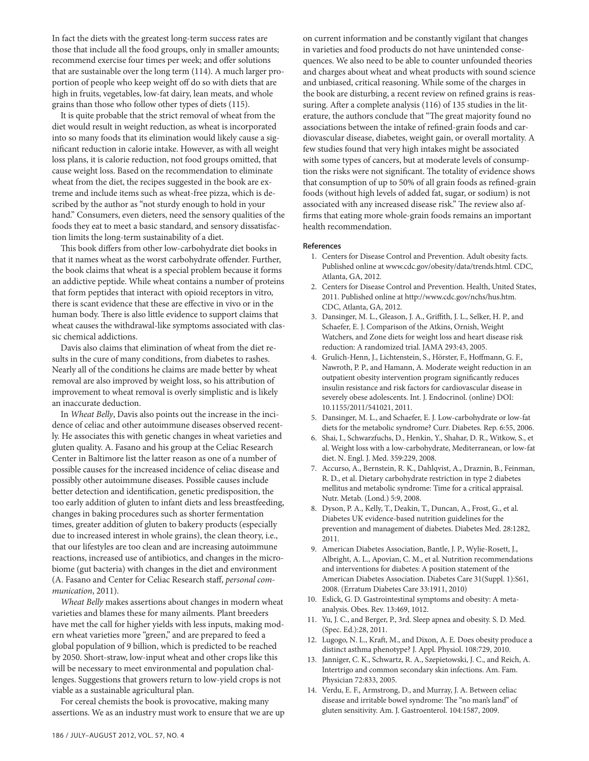In fact the diets with the greatest long-term success rates are those that include all the food groups, only in smaller amounts; recommend exercise four times per week; and offer solutions that are sustainable over the long term (114). A much larger proportion of people who keep weight off do so with diets that are high in fruits, vegetables, low-fat dairy, lean meats, and whole grains than those who follow other types of diets (115).

It is quite probable that the strict removal of wheat from the diet would result in weight reduction, as wheat is incorporated into so many foods that its elimination would likely cause a significant reduction in calorie intake. However, as with all weight loss plans, it is calorie reduction, not food groups omitted, that cause weight loss. Based on the recommendation to eliminate wheat from the diet, the recipes suggested in the book are extreme and include items such as wheat-free pizza, which is described by the author as "not sturdy enough to hold in your hand." Consumers, even dieters, need the sensory qualities of the foods they eat to meet a basic standard, and sensory dissatisfaction limits the long-term sustainability of a diet.

This book differs from other low-carbohydrate diet books in that it names wheat as the worst carbohydrate offender. Further, the book claims that wheat is a special problem because it forms an addictive peptide. While wheat contains a number of proteins that form peptides that interact with opioid receptors in vitro, there is scant evidence that these are effective in vivo or in the human body. There is also little evidence to support claims that wheat causes the withdrawal-like symptoms associated with classic chemical addictions.

Davis also claims that elimination of wheat from the diet results in the cure of many conditions, from diabetes to rashes. Nearly all of the conditions he claims are made better by wheat removal are also improved by weight loss, so his attribution of improvement to wheat removal is overly simplistic and is likely an inaccurate deduction.

In *Wheat Belly*, Davis also points out the increase in the incidence of celiac and other autoimmune diseases observed recently. He associates this with genetic changes in wheat varieties and gluten quality. A. Fasano and his group at the Celiac Research Center in Baltimore list the latter reason as one of a number of possible causes for the increased incidence of celiac disease and possibly other autoimmune diseases. Possible causes include better detection and identification, genetic predisposition, the too early addition of gluten to infant diets and less breastfeeding, changes in baking procedures such as shorter fermentation times, greater addition of gluten to bakery products (especially due to increased interest in whole grains), the clean theory, i.e., that our lifestyles are too clean and are increasing autoimmune reactions, increased use of antibiotics, and changes in the microbiome (gut bacteria) with changes in the diet and environment (A. Fasano and Center for Celiac Research staff, *personal communication*, 2011).

*Wheat Belly* makes assertions about changes in modern wheat varieties and blames these for many ailments. Plant breeders have met the call for higher yields with less inputs, making modern wheat varieties more "green," and are prepared to feed a global population of 9 billion, which is predicted to be reached by 2050. Short-straw, low-input wheat and other crops like this will be necessary to meet environmental and population challenges. Suggestions that growers return to low-yield crops is not viable as a sustainable agricultural plan.

For cereal chemists the book is provocative, making many assertions. We as an industry must work to ensure that we are up on current information and be constantly vigilant that changes in varieties and food products do not have unintended consequences. We also need to be able to counter unfounded theories and charges about wheat and wheat products with sound science and unbiased, critical reasoning. While some of the charges in the book are disturbing, a recent review on refined grains is reassuring. After a complete analysis (116) of 135 studies in the literature, the authors conclude that "The great majority found no associations between the intake of refined-grain foods and cardiovascular disease, diabetes, weight gain, or overall mortality. A few studies found that very high intakes might be associated with some types of cancers, but at moderate levels of consumption the risks were not significant. The totality of evidence shows that consumption of up to 50% of all grain foods as refined-grain foods (without high levels of added fat, sugar, or sodium) is not associated with any increased disease risk." The review also affirms that eating more whole-grain foods remains an important health recommendation.

### References

1. Centers for Disease Control and Prevention. Adult obesity facts. Published online at www.cdc.gov/obesity/data/trends.html. CDC, Atlanta, GA, 2012.
2. Centers for Disease Control and Prevention. Health, United States, 2011. Published online at http://www.cdc.gov/nchs/hus.htm. CDC, Atlanta, GA, 2012.
3. Dansinger, M. L., Gleason, J. A., Griffith, J. L., Selker, H. P., and Schaefer, E. J. Comparison of the Atkins, Ornish, Weight Watchers, and Zone diets for weight loss and heart disease risk reduction: A randomized trial. JAMA 293:43, 2005.
4. Grulich-Henn, J., Lichtenstein, S., Hörster, F., Hoffmann, G. F., Nawroth, P. P., and Hamann, A. Moderate weight reduction in an outpatient obesity intervention program significantly reduces insulin resistance and risk factors for cardiovascular disease in severely obese adolescents. Int. J. Endocrinol. (online) DOI: 10.1155/2011/541021, 2011.
5. Dansinger, M. L., and Schaefer, E. J. Low-carbohydrate or low-fat diets for the metabolic syndrome? Curr. Diabetes. Rep. 6:55, 2006.
6. Shai, I., Schwarzfuchs, D., Henkin, Y., Shahar, D. R., Witkow, S., et al. Weight loss with a low-carbohydrate, Mediterranean, or low-fat diet. N. Engl. J. Med. 359:229, 2008.
7. Accurso, A., Bernstein, R. K., Dahlqvist, A., Draznin, B., Feinman, R. D., et al. Dietary carbohydrate restriction in type 2 diabetes mellitus and metabolic syndrome: Time for a critical appraisal. Nutr. Metab. (Lond.) 5:9, 2008.
8. Dyson, P. A., Kelly, T., Deakin, T., Duncan, A., Frost, G., et al. Diabetes UK evidence-based nutrition guidelines for the prevention and management of diabetes. Diabetes Med. 28:1282, 2011.
9. American Diabetes Association, Bantle, J. P., Wylie-Rosett, J., Albright, A. L., Apovian, C. M., et al. Nutrition recommendations and interventions for diabetes: A position statement of the American Diabetes Association. Diabetes Care 31(Suppl. 1):S61, 2008. (Erratum Diabetes Care 33:1911, 2010)
10. Eslick, G. D. Gastrointestinal symptoms and obesity: A meta-analysis. Obes. Rev. 13:469, 1012.
11. Yu, J. C., and Berger, P., 3rd. Sleep apnea and obesity. S. D. Med. (Spec. Ed.):28, 2011.
12. Lugogo, N. L., Kraft, M., and Dixon, A. E. Does obesity produce a distinct asthma phenotype? J. Appl. Physiol. 108:729, 2010.
13. Janniger, C. K., Schwartz, R. A., Szepietowski, J. C., and Reich, A. Intertrigo and common secondary skin infections. Am. Fam. Physician 72:833, 2005.
14. Verdu, E. F., Armstrong, D., and Murray, J. A. Between celiac disease and irritable bowel syndrome: The "no man's land" of gluten sensitivity. Am. J. Gastroenterol. 104:1587, 2009.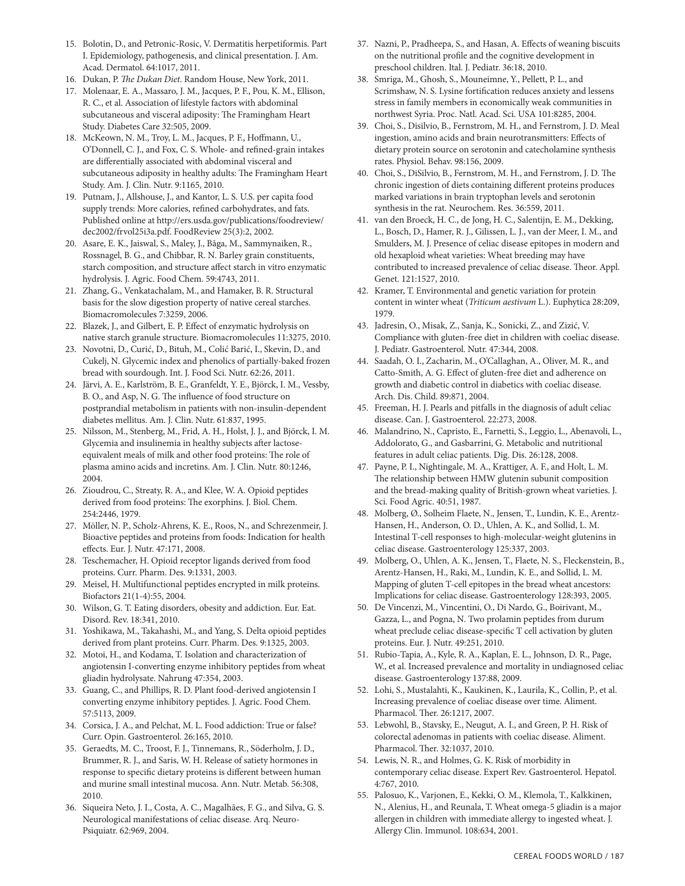15. Bolotin, D., and Petronic-Rosic, V. Dermatitis herpetiformis. Part I. Epidemiology, pathogenesis, and clinical presentation. J. Am. Acad. Dermatol. 64:1017, 2011.
16. Dukan, P. *The Dukan Diet*. Random House, New York, 2011.
17. Molenaar, E. A., Massaro, J. M., Jacques, P. F., Pou, K. M., Ellison, R. C., et al. Association of lifestyle factors with abdominal subcutaneous and visceral adiposity: The Framingham Heart Study. Diabetes Care 32:505, 2009.
18. McKeown, N. M., Troy, L. M., Jacques, P. F., Hoffmann, U., O'Donnell, C. J., and Fox, C. S. Whole- and refined-grain intakes are differentially associated with abdominal visceral and subcutaneous adiposity in healthy adults: The Framingham Heart Study. Am. J. Clin. Nutr. 9:1165, 2010.
19. Putnam, J., Allshouse, J., and Kantor, L. S. U.S. per capita food supply trends: More calories, refined carbohydrates, and fats. Published online at http://ers.usda.gov/publications/foodreview/dec2002/frvol25i3a.pdf. FoodReview 25(3):2, 2002.
20. Asare, E. K., Jaiswal, S., Maley, J., Båga, M., Sammynaiken, R., Rossnagel, B. G., and Chibbar, R. N. Barley grain constituents, starch composition, and structure affect starch in vitro enzymatic hydrolysis. J. Agric. Food Chem. 59:4743, 2011.
21. Zhang, G., Venkatachalam, M., and Hamaker, B. R. Structural basis for the slow digestion property of native cereal starches. Biomacromolecules 7:3259, 2006.
22. Blazek, J., and Gilbert, E. P. Effect of enzymatic hydrolysis on native starch granule structure. Biomacromolecules 11:3275, 2010.
23. Novotni, D., Curić, D., Bituh, M., Colić Barić, I., Skevin, D., and Cukelj, N. Glycemic index and phenolics of partially-baked frozen bread with sourdough. Int. J. Food Sci. Nutr. 62:26, 2011.
24. Järvi, A. E., Karlström, B. E., Granfeldt, Y. E., Björck, I. M., Vessby, B. O., and Asp, N. G. The influence of food structure on postprandial metabolism in patients with non-insulin-dependent diabetes mellitus. Am. J. Clin. Nutr. 61:837, 1995.
25. Nilsson, M., Stenberg, M., Frid, A. H., Holst, J. J., and Björck, I. M. Glycemia and insulinemia in healthy subjects after lactose-equivalent meals of milk and other food proteins: The role of plasma amino acids and incretins. Am. J. Clin. Nutr. 80:1246, 2004.
26. Zioudrou, C., Streaty, R. A., and Klee, W. A. Opioid peptides derived from food proteins: The exorphins. J. Biol. Chem. 254:2446, 1979.
27. Möller, N. P., Scholz-Ahrens, K. E., Roos, N., and Schrezenmeir, J. Bioactive peptides and proteins from foods: Indication for health effects. Eur. J. Nutr. 47:171, 2008.
28. Teschemacher, H. Opioid receptor ligands derived from food proteins. Curr. Pharm. Des. 9:1331, 2003.
29. Meisel, H. Multifunctional peptides encrypted in milk proteins. Biofactors 21(1-4):55, 2004.
30. Wilson, G. T. Eating disorders, obesity and addiction. Eur. Eat. Disord. Rev. 18:341, 2010.
31. Yoshikawa, M., Takahashi, M., and Yang, S. Delta opioid peptides derived from plant proteins. Curr. Pharm. Des. 9:1325, 2003.
32. Motoi, H., and Kodama, T. Isolation and characterization of angiotensin I-converting enzyme inhibitory peptides from wheat gliadin hydrolysate. Nahrung 47:354, 2003.
33. Guang, C., and Phillips, R. D. Plant food-derived angiotensin I converting enzyme inhibitory peptides. J. Agric. Food Chem. 57:5113, 2009.
34. Corsica, J. A., and Pelchat, M. L. Food addiction: True or false? Curr. Opin. Gastroenterol. 26:165, 2010.
35. Geraedts, M. C., Troost, F. J., Tinnemans, R., Söderholm, J. D., Brummer, R. J., and Saris, W. H. Release of satiety hormones in response to specific dietary proteins is different between human and murine small intestinal mucosa. Ann. Nutr. Metab. 56:308, 2010.
36. Siqueira Neto, J. I., Costa, A. C., Magalhães, F. G., and Silva, G. S. Neurological manifestations of celiac disease. Arq. Neuro-Psiquiatr. 62:969, 2004.
37. Nazni, P., Pradheepa, S., and Hasan, A. Effects of weaning biscuits on the nutritional profile and the cognitive development in preschool children. Ital. J. Pediatr. 36:18, 2010.
38. Smriga, M., Ghosh, S., Mouneimne, Y., Pellett, P. L., and Scrimshaw, N. S. Lysine fortification reduces anxiety and lessens stress in family members in economically weak communities in northwest Syria. Proc. Natl. Acad. Sci. USA 101:8285, 2004.
39. Choi, S., Disilvio, B., Fernstrom, M. H., and Fernstrom, J. D. Meal ingestion, amino acids and brain neurotransmitters: Effects of dietary protein source on serotonin and catecholamine synthesis rates. Physiol. Behav. 98:156, 2009.
40. Choi, S., DiSilvio, B., Fernstrom, M. H., and Fernstrom, J. D. The chronic ingestion of diets containing different proteins produces marked variations in brain tryptophan levels and serotonin synthesis in the rat. Neurochem. Res. 36:559, 2011.
41. van den Broeck, H. C., de Jong, H. C., Salentijn, E. M., Dekking, L., Bosch, D., Hamer, R. J., Gilissen, L. J., van der Meer, I. M., and Smulders, M. J. Presence of celiac disease epitopes in modern and old hexaploid wheat varieties: Wheat breeding may have contributed to increased prevalence of celiac disease. Theor. Appl. Genet. 121:1527, 2010.
42. Kramer, T. Environmental and genetic variation for protein content in winter wheat (*Triticum aestivum* L.). Euphytica 28:209, 1979.
43. Jadresin, O., Misak, Z., Sanja, K., Sonicki, Z., and Zizić, V. Compliance with gluten-free diet in children with coeliac disease. J. Pediatr. Gastroenterol. Nutr. 47:344, 2008.
44. Saadah, O. I., Zacharin, M., O'Callaghan, A., Oliver, M. R., and Catto-Smith, A. G. Effect of gluten-free diet and adherence on growth and diabetic control in diabetics with coeliac disease. Arch. Dis. Child. 89:871, 2004.
45. Freeman, H. J. Pearls and pitfalls in the diagnosis of adult celiac disease. Can. J. Gastroenterol. 22:273, 2008.
46. Malandrino, N., Capristo, E., Farnetti, S., Leggio, L., Abenavoli, L., Addolorato, G., and Gasbarrini, G. Metabolic and nutritional features in adult celiac patients. Dig. Dis. 26:128, 2008.
47. Payne, P. I., Nightingale, M. A., Krattiger, A. F., and Holt, L. M. The relationship between HMW glutenin subunit composition and the bread-making quality of British-grown wheat varieties. J. Sci. Food Agric. 40:51, 1987.
48. Molberg, Ø., Solheim Flaete, N., Jensen, T., Lundin, K. E., Arentz-Hansen, H., Anderson, O. D., Uhlen, A. K., and Sollid, L. M. Intestinal T-cell responses to high-molecular-weight glutenins in celiac disease. Gastroenterology 125:337, 2003.
49. Molberg, O., Uhlen, A. K., Jensen, T., Flaete, N. S., Fleckenstein, B., Arentz-Hansen, H., Raki, M., Lundin, K. E., and Sollid, L. M. Mapping of gluten T-cell epitopes in the bread wheat ancestors: Implications for celiac disease. Gastroenterology 128:393, 2005.
50. De Vincenzi, M., Vincentini, O., Di Nardo, G., Boirivant, M., Gazza, L., and Pogna, N. Two prolamin peptides from durum wheat preclude celiac disease-specific T cell activation by gluten proteins. Eur. J. Nutr. 49:251, 2010.
51. Rubio-Tapia, A., Kyle, R. A., Kaplan, E. L., Johnson, D. R., Page, W., et al. Increased prevalence and mortality in undiagnosed celiac disease. Gastroenterology 137:88, 2009.
52. Lohi, S., Mustalahti, K., Kaukinen, K., Laurila, K., Collin, P., et al. Increasing prevalence of coeliac disease over time. Aliment. Pharmacol. Ther. 26:1217, 2007.
53. Lebwohl, B., Stavsky, E., Neugut, A. I., and Green, P. H. Risk of colorectal adenomas in patients with coeliac disease. Aliment. Pharmacol. Ther. 32:1037, 2010.
54. Lewis, N. R., and Holmes, G. K. Risk of morbidity in contemporary celiac disease. Expert Rev. Gastroenterol. Hepatol. 4:767, 2010.
55. Palosuo, K., Varjonen, E., Kekki, O. M., Klemola, T., Kalkkinen, N., Alenius, H., and Reunala, T. Wheat omega-5 gliadin is a major allergen in children with immediate allergy to ingested wheat. J. Allergy Clin. Immunol. 108:634, 2001.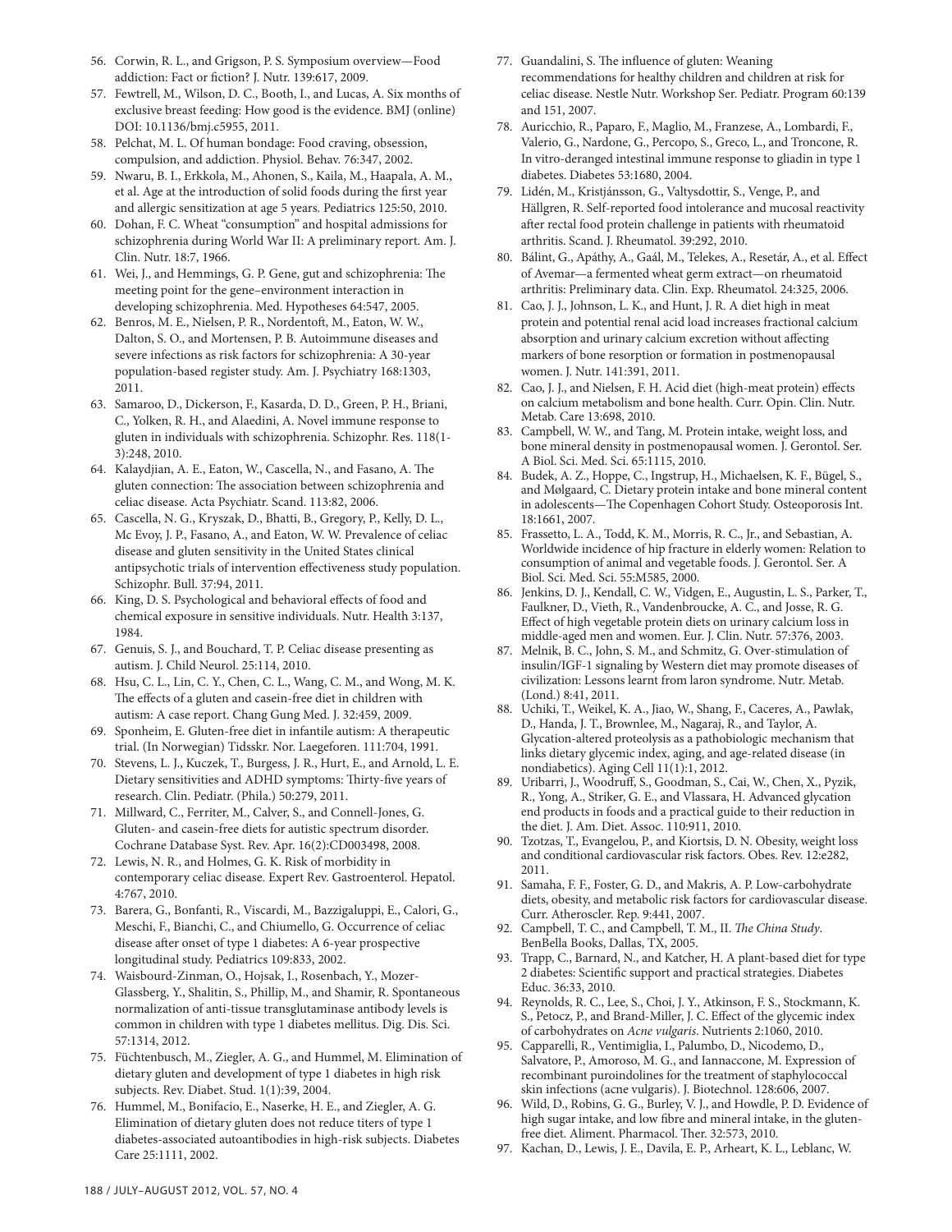56. Corwin, R. L., and Grigson, P. S. Symposium overview—Food addiction: Fact or fiction? J. Nutr. 139:617, 2009.
57. Fewtrell, M., Wilson, D. C., Booth, I., and Lucas, A. Six months of exclusive breast feeding: How good is the evidence. BMJ (online) DOI: 10.1136/bmj.c5955, 2011.
58. Pelchat, M. L. Of human bondage: Food craving, obsession, compulsion, and addiction. Physiol. Behav. 76:347, 2002.
59. Nwaru, B. I., Erkkola, M., Ahonen, S., Kaila, M., Haapala, A. M., et al. Age at the introduction of solid foods during the first year and allergic sensitization at age 5 years. Pediatrics 125:50, 2010.
60. Dohan, F. C. Wheat "consumption" and hospital admissions for schizophrenia during World War II: A preliminary report. Am. J. Clin. Nutr. 18:7, 1966.
61. Wei, J., and Hemmings, G. P. Gene, gut and schizophrenia: The meeting point for the gene–environment interaction in developing schizophrenia. Med. Hypotheses 64:547, 2005.
62. Benros, M. E., Nielsen, P. R., Nordentoft, M., Eaton, W. W., Dalton, S. O., and Mortensen, P. B. Autoimmune diseases and severe infections as risk factors for schizophrenia: A 30-year population-based register study. Am. J. Psychiatry 168:1303, 2011.
63. Samaroo, D., Dickerson, F., Kasarda, D. D., Green, P. H., Briani, C., Yolken, R. H., and Alaedini, A. Novel immune response to gluten in individuals with schizophrenia. Schizophr. Res. 118(1-3):248, 2010.
64. Kalaydjian, A. E., Eaton, W., Cascella, N., and Fasano, A. The gluten connection: The association between schizophrenia and celiac disease. Acta Psychiatr. Scand. 113:82, 2006.
65. Cascella, N. G., Kryszak, D., Bhatti, B., Gregory, P., Kelly, D. L., Mc Evoy, J. P., Fasano, A., and Eaton, W. W. Prevalence of celiac disease and gluten sensitivity in the United States clinical antipsychotic trials of intervention effectiveness study population. Schizophr. Bull. 37:94, 2011.
66. King, D. S. Psychological and behavioral effects of food and chemical exposure in sensitive individuals. Nutr. Health 3:137, 1984.
67. Genuis, S. J., and Bouchard, T. P. Celiac disease presenting as autism. J. Child Neurol. 25:114, 2010.
68. Hsu, C. L., Lin, C. Y., Chen, C. L., Wang, C. M., and Wong, M. K. The effects of a gluten and casein-free diet in children with autism: A case report. Chang Gung Med. J. 32:459, 2009.
69. Sponheim, E. Gluten-free diet in infantile autism: A therapeutic trial. (In Norwegian) Tidsskr. Nor. Laegeforen. 111:704, 1991.
70. Stevens, L. J., Kuczek, T., Burgess, J. R., Hurt, E., and Arnold, L. E. Dietary sensitivities and ADHD symptoms: Thirty-five years of research. Clin. Pediatr. (Phila.) 50:279, 2011.
71. Millward, C., Ferriter, M., Calver, S., and Connell-Jones, G. Gluten- and casein-free diets for autistic spectrum disorder. Cochrane Database Syst. Rev. Apr. 16(2):CD003498, 2008.
72. Lewis, N. R., and Holmes, G. K. Risk of morbidity in contemporary celiac disease. Expert Rev. Gastroenterol. Hepatol. 4:767, 2010.
73. Barera, G., Bonfanti, R., Viscardi, M., Bazzigaluppi, E., Calori, G., Meschi, F., Bianchi, C., and Chiumello, G. Occurrence of celiac disease after onset of type 1 diabetes: A 6-year prospective longitudinal study. Pediatrics 109:833, 2002.
74. Waisbourd-Zinman, O., Hojsak, I., Rosenbach, Y., Mozer-Glassberg, Y., Shalitin, S., Phillip, M., and Shamir, R. Spontaneous normalization of anti-tissue transglutaminase antibody levels is common in children with type 1 diabetes mellitus. Dig. Dis. Sci. 57:1314, 2012.
75. Füchtenbusch, M., Ziegler, A. G., and Hummel, M. Elimination of dietary gluten and development of type 1 diabetes in high risk subjects. Rev. Diabet. Stud. 1(1):39, 2004.
76. Hummel, M., Bonifacio, E., Naserke, H. E., and Ziegler, A. G. Elimination of dietary gluten does not reduce titers of type 1 diabetes-associated autoantibodies in high-risk subjects. Diabetes Care 25:1111, 2002.
77. Guandalini, S. The influence of gluten: Weaning recommendations for healthy children and children at risk for celiac disease. Nestle Nutr. Workshop Ser. Pediatr. Program 60:139 and 151, 2007.
78. Auricchio, R., Paparo, F., Maglio, M., Franzese, A., Lombardi, F., Valerio, G., Nardone, G., Percopo, S., Greco, L., and Troncone, R. In vitro-deranged intestinal immune response to gliadin in type 1 diabetes. Diabetes 53:1680, 2004.
79. Lidén, M., Kristjánsson, G., Valtysdottir, S., Venge, P., and Hällgren, R. Self-reported food intolerance and mucosal reactivity after rectal food protein challenge in patients with rheumatoid arthritis. Scand. J. Rheumatol. 39:292, 2010.
80. Bálint, G., Apáthy, A., Gaál, M., Telekes, A., Resetár, A., et al. Effect of Avemar—a fermented wheat germ extract—on rheumatoid arthritis: Preliminary data. Clin. Exp. Rheumatol. 24:325, 2006.
81. Cao, J. J., Johnson, L. K., and Hunt, J. R. A diet high in meat protein and potential renal acid load increases fractional calcium absorption and urinary calcium excretion without affecting markers of bone resorption or formation in postmenopausal women. J. Nutr. 141:391, 2011.
82. Cao, J. J., and Nielsen, F. H. Acid diet (high-meat protein) effects on calcium metabolism and bone health. Curr. Opin. Clin. Nutr. Metab. Care 13:698, 2010.
83. Campbell, W. W., and Tang, M. Protein intake, weight loss, and bone mineral density in postmenopausal women. J. Gerontol. Ser. A Biol. Sci. Med. Sci. 65:1115, 2010.
84. Budek, A. Z., Hoppe, C., Ingstrup, H., Michaelsen, K. F., Bügel, S., and Mølgaard, C. Dietary protein intake and bone mineral content in adolescents—The Copenhagen Cohort Study. Osteoporosis Int. 18:1661, 2007.
85. Frassetto, L. A., Todd, K. M., Morris, R. C., Jr., and Sebastian, A. Worldwide incidence of hip fracture in elderly women: Relation to consumption of animal and vegetable foods. J. Gerontol. Ser. A Biol. Sci. Med. Sci. 55:M585, 2000.
86. Jenkins, D. J., Kendall, C. W., Vidgen, E., Augustin, L. S., Parker, T., Faulkner, D., Vieth, R., Vandenbroucke, A. C., and Josse, R. G. Effect of high vegetable protein diets on urinary calcium loss in middle-aged men and women. Eur. J. Clin. Nutr. 57:376, 2003.
87. Melnik, B. C., John, S. M., and Schmitz, G. Over-stimulation of insulin/IGF-1 signaling by Western diet may promote diseases of civilization: Lessons learnt from laron syndrome. Nutr. Metab. (Lond.) 8:41, 2011.
88. Uchiki, T., Weikel, K. A., Jiao, W., Shang, F., Caceres, A., Pawlak, D., Handa, J. T., Brownlee, M., Nagaraj, R., and Taylor, A. Glycation-altered proteolysis as a pathobiologic mechanism that links dietary glycemic index, aging, and age-related disease (in nondiabetics). Aging Cell 11(1):1, 2012.
89. Uribarri, J., Woodruff, S., Goodman, S., Cai, W., Chen, X., Pyzik, R., Yong, A., Striker, G. E., and Vlassara, H. Advanced glycation end products in foods and a practical guide to their reduction in the diet. J. Am. Diet. Assoc. 110:911, 2010.
90. Tzotzas, T., Evangelou, P., and Kiortsis, D. N. Obesity, weight loss and conditional cardiovascular risk factors. Obes. Rev. 12:e282, 2011.
91. Samaha, F. F., Foster, G. D., and Makris, A. P. Low-carbohydrate diets, obesity, and metabolic risk factors for cardiovascular disease. Curr. Atheroscler. Rep. 9:441, 2007.
92. Campbell, T. C., and Campbell, T. M., II. *The China Study*. BenBella Books, Dallas, TX, 2005.
93. Trapp, C., Barnard, N., and Katcher, H. A plant-based diet for type 2 diabetes: Scientific support and practical strategies. Diabetes Educ. 36:33, 2010.
94. Reynolds, R. C., Lee, S., Choi, J. Y., Atkinson, F. S., Stockmann, K. S., Petocz, P., and Brand-Miller, J. C. Effect of the glycemic index of carbohydrates on *Acne vulgaris*. Nutrients 2:1060, 2010.
95. Capparelli, R., Ventimiglia, I., Palumbo, D., Nicodemo, D., Salvatore, P., Amoroso, M. G., and Iannaccone, M. Expression of recombinant puroindolines for the treatment of staphylococcal skin infections (acne vulgaris). J. Biotechnol. 128:606, 2007.
96. Wild, D., Robins, G. G., Burley, V. J., and Howdle, P. D. Evidence of high sugar intake, and low fibre and mineral intake, in the gluten-free diet. Aliment. Pharmacol. Ther. 32:573, 2010.
97. Kachan, D., Lewis, J. E., Davila, E. P., Arheart, K. L., Leblanc, W.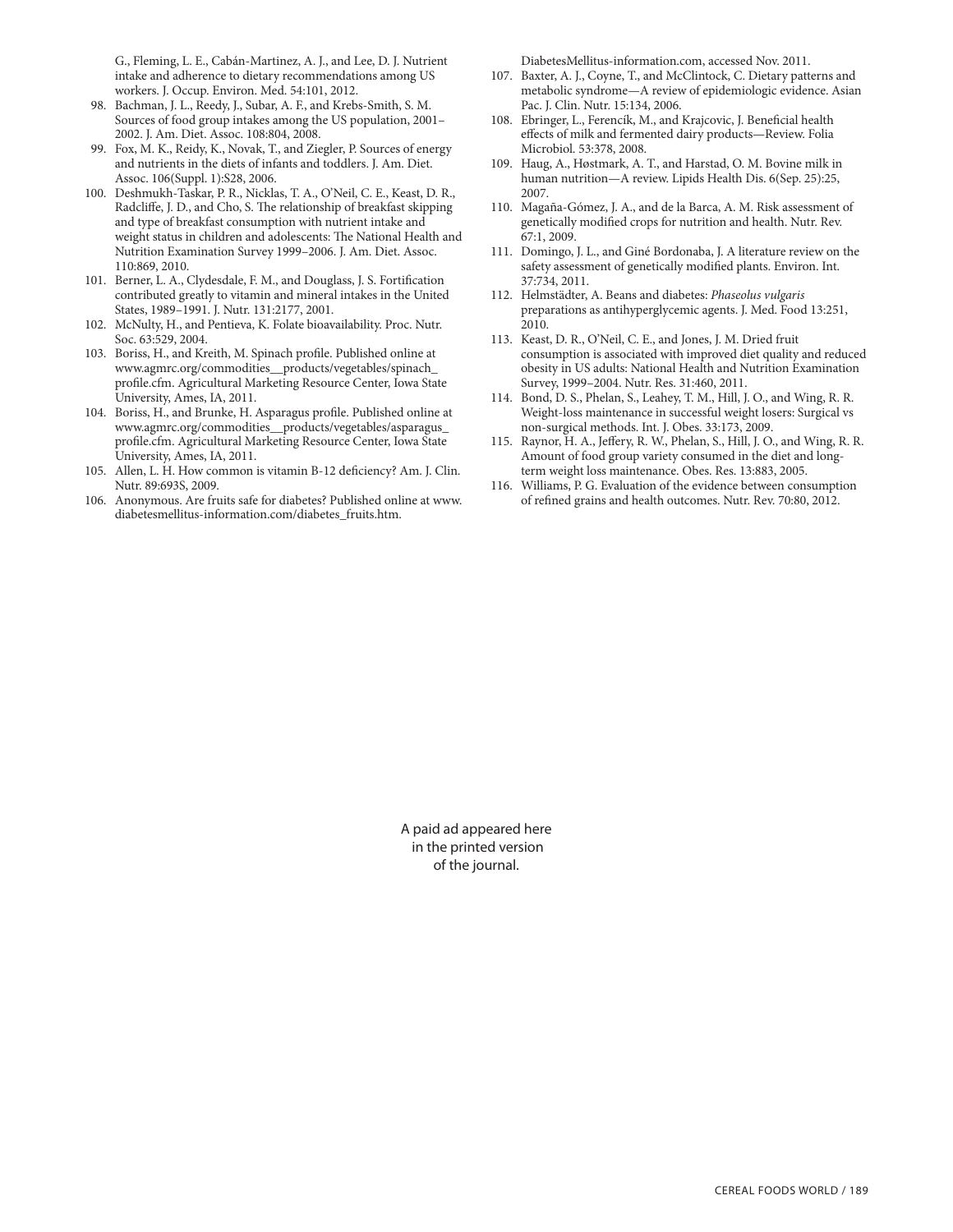G., Fleming, L. E., Cabán-Martinez, A. J., and Lee, D. J. Nutrient intake and adherence to dietary recommendations among US workers. J. Occup. Environ. Med. 54:101, 2012.

98. Bachman, J. L., Reedy, J., Subar, A. F., and Krebs-Smith, S. M. Sources of food group intakes among the US population, 2001–2002. J. Am. Diet. Assoc. 108:804, 2008.
99. Fox, M. K., Reidy, K., Novak, T., and Ziegler, P. Sources of energy and nutrients in the diets of infants and toddlers. J. Am. Diet. Assoc. 106(Suppl. 1):S28, 2006.
100. Deshmukh-Taskar, P. R., Nicklas, T. A., O'Neil, C. E., Keast, D. R., Radcliffe, J. D., and Cho, S. The relationship of breakfast skipping and type of breakfast consumption with nutrient intake and weight status in children and adolescents: The National Health and Nutrition Examination Survey 1999–2006. J. Am. Diet. Assoc. 110:869, 2010.
101. Berner, L. A., Clydesdale, F. M., and Douglass, J. S. Fortification contributed greatly to vitamin and mineral intakes in the United States, 1989–1991. J. Nutr. 131:2177, 2001.
102. McNulty, H., and Pentieva, K. Folate bioavailability. Proc. Nutr. Soc. 63:529, 2004.
103. Boriss, H., and Kreith, M. Spinach profile. Published online at www.agmrc.org/commodities__products/vegetables/spinach_profile.cfm. Agricultural Marketing Resource Center, Iowa State University, Ames, IA, 2011.
104. Boriss, H., and Brunke, H. Asparagus profile. Published online at www.agmrc.org/commodities__products/vegetables/asparagus_profile.cfm. Agricultural Marketing Resource Center, Iowa State University, Ames, IA, 2011.
105. Allen, L. H. How common is vitamin B-12 deficiency? Am. J. Clin. Nutr. 89:693S, 2009.
106. Anonymous. Are fruits safe for diabetes? Published online at www.diabetesmellitus-information.com/diabetes_fruits.htm. DiabetesMellitus-information.com, accessed Nov. 2011.
107. Baxter, A. J., Coyne, T., and McClintock, C. Dietary patterns and metabolic syndrome—A review of epidemiologic evidence. Asian Pac. J. Clin. Nutr. 15:134, 2006.
108. Ebringer, L., Ferencík, M., and Krajcovic, J. Beneficial health effects of milk and fermented dairy products—Review. Folia Microbiol. 53:378, 2008.
109. Haug, A., Høstmark, A. T., and Harstad, O. M. Bovine milk in human nutrition—A review. Lipids Health Dis. 6(Sep. 25):25, 2007.
110. Magaña-Gómez, J. A., and de la Barca, A. M. Risk assessment of genetically modified crops for nutrition and health. Nutr. Rev. 67:1, 2009.
111. Domingo, J. L., and Giné Bordonaba, J. A literature review on the safety assessment of genetically modified plants. Environ. Int. 37:734, 2011.
112. Helmstädter, A. Beans and diabetes: *Phaseolus vulgaris* preparations as antihyperglycemic agents. J. Med. Food 13:251, 2010.
113. Keast, D. R., O'Neil, C. E., and Jones, J. M. Dried fruit consumption is associated with improved diet quality and reduced obesity in US adults: National Health and Nutrition Examination Survey, 1999–2004. Nutr. Res. 31:460, 2011.
114. Bond, D. S., Phelan, S., Leahey, T. M., Hill, J. O., and Wing, R. R. Weight-loss maintenance in successful weight losers: Surgical vs non-surgical methods. Int. J. Obes. 33:173, 2009.
115. Raynor, H. A., Jeffery, R. W., Phelan, S., Hill, J. O., and Wing, R. R. Amount of food group variety consumed in the diet and long-term weight loss maintenance. Obes. Res. 13:883, 2005.
116. Williams, P. G. Evaluation of the evidence between consumption of refined grains and health outcomes. Nutr. Rev. 70:80, 2012.

A paid ad appeared here in the printed version of the journal.